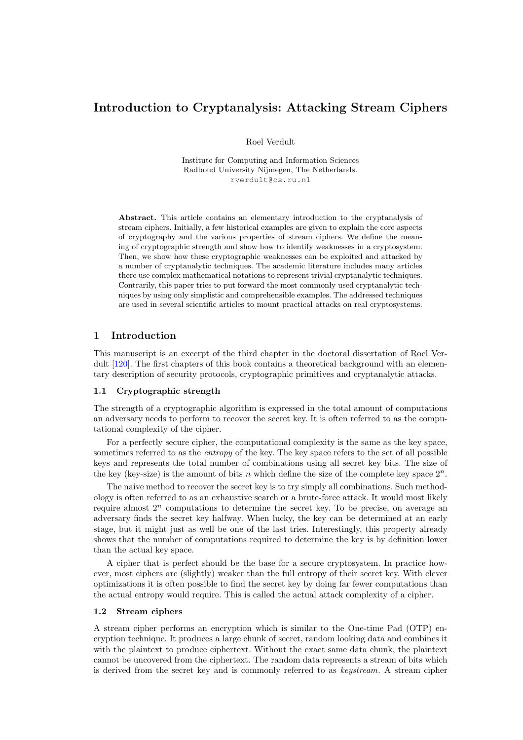# Introduction to Cryptanalysis: Attacking Stream Ciphers

Roel Verdult

Institute for Computing and Information Sciences
Radboud University Nijmegen, The Netherlands.
rverdult@cs.ru.nl

**Abstract.** This article contains an elementary introduction to the cryptanalysis of stream ciphers. Initially, a few historical examples are given to explain the core aspects of cryptography and the various properties of stream ciphers. We define the meaning of cryptographic strength and show how to identify weaknesses in a cryptosystem. Then, we show how these cryptographic weaknesses can be exploited and attacked by a number of cryptanalytic techniques. The academic literature includes many articles there use complex mathematical notations to represent trivial cryptanalytic techniques. Contrarily, this paper tries to put forward the most commonly used cryptanalytic techniques by using only simplistic and comprehensible examples. The addressed techniques are used in several scientific articles to mount practical attacks on real cryptosystems.

## 1 Introduction

This manuscript is an excerpt of the third chapter in the doctoral dissertation of Roel Verdult [120]. The first chapters of this book contains a theoretical background with an elementary description of security protocols, cryptographic primitives and cryptanalytic attacks.

### 1.1 Cryptographic strength

The strength of a cryptographic algorithm is expressed in the total amount of computations an adversary needs to perform to recover the secret key. It is often referred to as the computational complexity of the cipher.

For a perfectly secure cipher, the computational complexity is the same as the key space, sometimes referred to as the *entropy* of the key. The key space refers to the set of all possible keys and represents the total number of combinations using all secret key bits. The size of the key (key-size) is the amount of bits $n$ which define the size of the complete key space $2^n$.

The naive method to recover the secret key is to try simply all combinations. Such methodology is often referred to as an exhaustive search or a brute-force attack. It would most likely require almost $2^n$ computations to determine the secret key. To be precise, on average an adversary finds the secret key halfway. When lucky, the key can be determined at an early stage, but it might just as well be one of the last tries. Interestingly, this property already shows that the number of computations required to determine the key is by definition lower than the actual key space.

A cipher that is perfect should be the base for a secure cryptosystem. In practice however, most ciphers are (slightly) weaker than the full entropy of their secret key. With clever optimizations it is often possible to find the secret key by doing far fewer computations than the actual entropy would require. This is called the actual attack complexity of a cipher.

### 1.2 Stream ciphers

A stream cipher performs an encryption which is similar to the One-time Pad (OTP) encryption technique. It produces a large chunk of secret, random looking data and combines it with the plaintext to produce ciphertext. Without the exact same data chunk, the plaintext cannot be uncovered from the ciphertext. The random data represents a stream of bits which is derived from the secret key and is commonly referred to as *keystream*. A stream cipher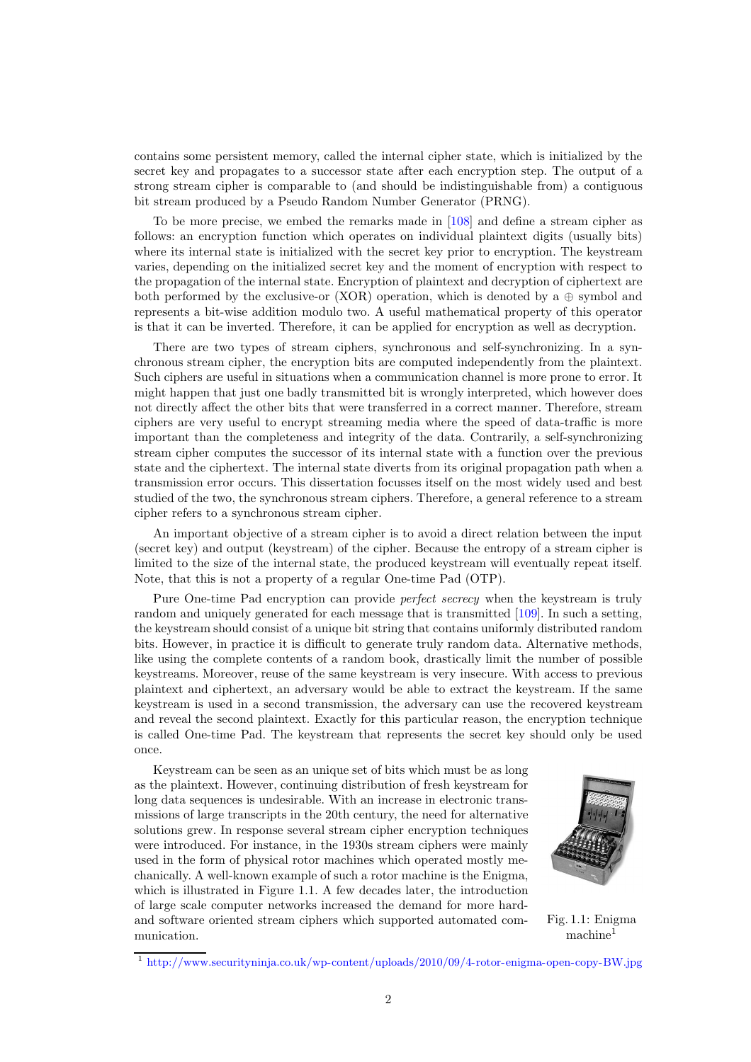contains some persistent memory, called the internal cipher state, which is initialized by the secret key and propagates to a successor state after each encryption step. The output of a strong stream cipher is comparable to (and should be indistinguishable from) a contiguous bit stream produced by a Pseudo Random Number Generator (PRNG).

To be more precise, we embed the remarks made in [108] and define a stream cipher as follows: an encryption function which operates on individual plaintext digits (usually bits) where its internal state is initialized with the secret key prior to encryption. The keystream varies, depending on the initialized secret key and the moment of encryption with respect to the propagation of the internal state. Encryption of plaintext and decryption of ciphertext are both performed by the exclusive-or (XOR) operation, which is denoted by a $\oplus$ symbol and represents a bit-wise addition modulo two. A useful mathematical property of this operator is that it can be inverted. Therefore, it can be applied for encryption as well as decryption.

There are two types of stream ciphers, synchronous and self-synchronizing. In a synchronous stream cipher, the encryption bits are computed independently from the plaintext. Such ciphers are useful in situations when a communication channel is more prone to error. It might happen that just one badly transmitted bit is wrongly interpreted, which however does not directly affect the other bits that were transferred in a correct manner. Therefore, stream ciphers are very useful to encrypt streaming media where the speed of data-traffic is more important than the completeness and integrity of the data. Contrarily, a self-synchronizing stream cipher computes the successor of its internal state with a function over the previous state and the ciphertext. The internal state diverts from its original propagation path when a transmission error occurs. This dissertation focusses itself on the most widely used and best studied of the two, the synchronous stream ciphers. Therefore, a general reference to a stream cipher refers to a synchronous stream cipher.

An important objective of a stream cipher is to avoid a direct relation between the input (secret key) and output (keystream) of the cipher. Because the entropy of a stream cipher is limited to the size of the internal state, the produced keystream will eventually repeat itself. Note, that this is not a property of a regular One-time Pad (OTP).

Pure One-time Pad encryption can provide *perfect secrecy* when the keystream is truly random and uniquely generated for each message that is transmitted [109]. In such a setting, the keystream should consist of a unique bit string that contains uniformly distributed random bits. However, in practice it is difficult to generate truly random data. Alternative methods, like using the complete contents of a random book, drastically limit the number of possible keystreams. Moreover, reuse of the same keystream is very insecure. With access to previous plaintext and ciphertext, an adversary would be able to extract the keystream. If the same keystream is used in a second transmission, the adversary can use the recovered keystream and reveal the second plaintext. Exactly for this particular reason, the encryption technique is called One-time Pad. The keystream that represents the secret key should only be used once.

Keystream can be seen as an unique set of bits which must be as long as the plaintext. However, continuing distribution of fresh keystream for long data sequences is undesirable. With an increase in electronic transmissions of large transcripts in the 20th century, the need for alternative solutions grew. In response several stream cipher encryption techniques were introduced. For instance, in the 1930s stream ciphers were mainly used in the form of physical rotor machines which operated mostly mechanically. A well-known example of such a rotor machine is the Enigma, which is illustrated in Figure 1.1. A few decades later, the introduction of large scale computer networks increased the demand for more hard- and software oriented stream ciphers which supported automated communication.

Fig. 1.1: Enigma machine[1]

[1] http://www.securityninja.co.uk/wp-content/uploads/2010/09/4-rotor-enigma-open-copy-BW.jpg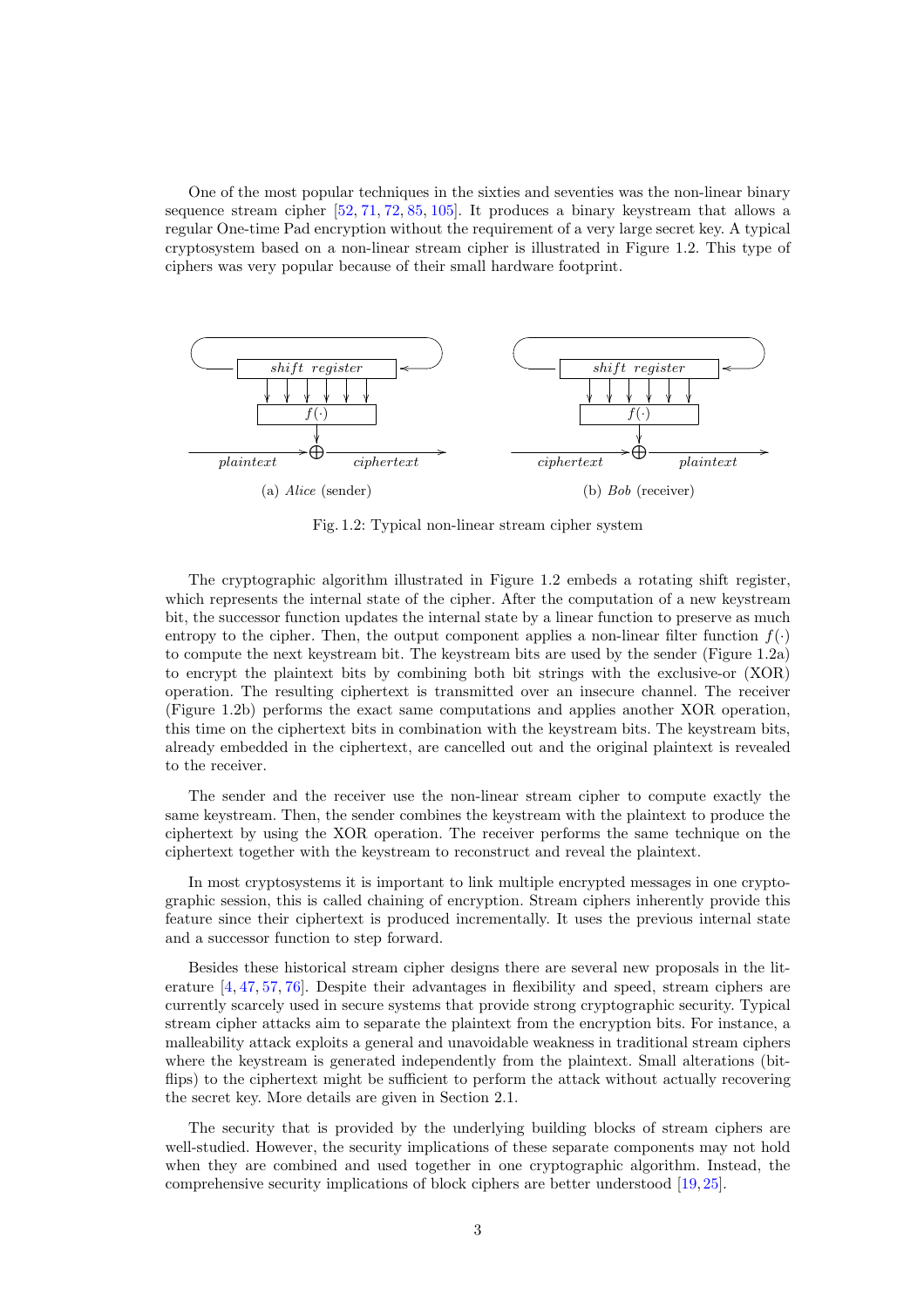One of the most popular techniques in the sixties and seventies was the non-linear binary sequence stream cipher [52, 71, 72, 85, 105]. It produces a binary keystream that allows a regular One-time Pad encryption without the requirement of a very large secret key. A typical cryptosystem based on a non-linear stream cipher is illustrated in Figure 1.2. This type of ciphers was very popular because of their small hardware footprint.

(a) *Alice* (sender)

(b) *Bob* (receiver)

Fig. 1.2: Typical non-linear stream cipher system

The cryptographic algorithm illustrated in Figure 1.2 embeds a rotating shift register, which represents the internal state of the cipher. After the computation of a new keystream bit, the successor function updates the internal state by a linear function to preserve as much entropy to the cipher. Then, the output component applies a non-linear filter function $f(\cdot)$ to compute the next keystream bit. The keystream bits are used by the sender (Figure 1.2a) to encrypt the plaintext bits by combining both bit strings with the exclusive-or (XOR) operation. The resulting ciphertext is transmitted over an insecure channel. The receiver (Figure 1.2b) performs the exact same computations and applies another XOR operation, this time on the ciphertext bits in combination with the keystream bits. The keystream bits, already embedded in the ciphertext, are cancelled out and the original plaintext is revealed to the receiver.

The sender and the receiver use the non-linear stream cipher to compute exactly the same keystream. Then, the sender combines the keystream with the plaintext to produce the ciphertext by using the XOR operation. The receiver performs the same technique on the ciphertext together with the keystream to reconstruct and reveal the plaintext.

In most cryptosystems it is important to link multiple encrypted messages in one cryptographic session, this is called chaining of encryption. Stream ciphers inherently provide this feature since their ciphertext is produced incrementally. It uses the previous internal state and a successor function to step forward.

Besides these historical stream cipher designs there are several new proposals in the literature [4, 47, 57, 76]. Despite their advantages in flexibility and speed, stream ciphers are currently scarcely used in secure systems that provide strong cryptographic security. Typical stream cipher attacks aim to separate the plaintext from the encryption bits. For instance, a malleability attack exploits a general and unavoidable weakness in traditional stream ciphers where the keystream is generated independently from the plaintext. Small alterations (bit-flips) to the ciphertext might be sufficient to perform the attack without actually recovering the secret key. More details are given in Section 2.1.

The security that is provided by the underlying building blocks of stream ciphers are well-studied. However, the security implications of these separate components may not hold when they are combined and used together in one cryptographic algorithm. Instead, the comprehensive security implications of block ciphers are better understood [19, 25].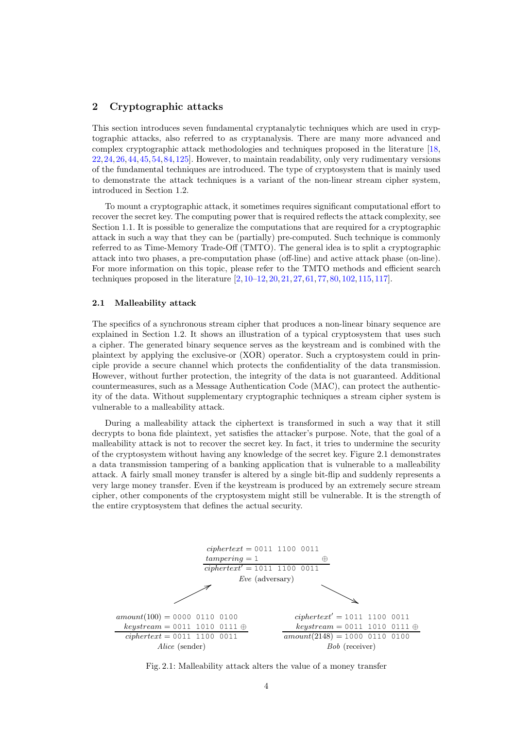## 2 Cryptographic attacks

This section introduces seven fundamental cryptanalytic techniques which are used in cryptographic attacks, also referred to as cryptanalysis. There are many more advanced and complex cryptographic attack methodologies and techniques proposed in the literature [18, 22, 24, 26, 44, 45, 54, 84, 125]. However, to maintain readability, only very rudimentary versions of the fundamental techniques are introduced. The type of cryptosystem that is mainly used to demonstrate the attack techniques is a variant of the non-linear stream cipher system, introduced in Section 1.2.

To mount a cryptographic attack, it sometimes requires significant computational effort to recover the secret key. The computing power that is required reflects the attack complexity, see Section 1.1. It is possible to generalize the computations that are required for a cryptographic attack in such a way that they can be (partially) pre-computed. Such technique is commonly referred to as Time-Memory Trade-Off (TMTO). The general idea is to split a cryptographic attack into two phases, a pre-computation phase (off-line) and active attack phase (on-line). For more information on this topic, please refer to the TMTO methods and efficient search techniques proposed in the literature [2, 10–12, 20, 21, 27, 61, 77, 80, 102, 115, 117].

### 2.1 Malleability attack

The specifics of a synchronous stream cipher that produces a non-linear binary sequence are explained in Section 1.2. It shows an illustration of a typical cryptosystem that uses such a cipher. The generated binary sequence serves as the keystream and is combined with the plaintext by applying the exclusive-or (XOR) operator. Such a cryptosystem could in principle provide a secure channel which protects the confidentiality of the data transmission. However, without further protection, the integrity of the data is not guaranteed. Additional countermeasures, such as a Message Authentication Code (MAC), can protect the authenticity of the data. Without supplementary cryptographic techniques a stream cipher system is vulnerable to a malleability attack.

During a malleability attack the ciphertext is transformed in such a way that it still decrypts to bona fide plaintext, yet satisfies the attacker's purpose. Note, that the goal of a malleability attack is not to recover the secret key. In fact, it tries to undermine the security of the cryptosystem without having any knowledge of the secret key. Figure 2.1 demonstrates a data transmission tampering of a banking application that is vulnerable to a malleability attack. A fairly small money transfer is altered by a single bit-flip and suddenly represents a very large money transfer. Even if the keystream is produced by an extremely secure stream cipher, other components of the cryptosystem might still be vulnerable. It is the strength of the entire cryptosystem that defines the actual security.

*Eve* (adversary):

$$\begin{array}{r l} \mathit{ciphertext} = & \texttt{0011 1100 0011} \\ \mathit{tampering} = & \texttt{1} \quad \oplus \\ \hline \mathit{ciphertext}' = & \texttt{1011 1100 0011} \end{array}$$

*Alice* (sender):

$$\begin{array}{r l} \mathit{amount}(100) = & \texttt{0000 0110 0100} \\ \mathit{keystream} = & \texttt{0011 1010 0111} \oplus \\ \hline \mathit{ciphertext} = & \texttt{0011 1100 0011} \end{array}$$

*Bob* (receiver):

$$\begin{array}{r l} \mathit{ciphertext}' = & \texttt{1011 1100 0011} \\ \mathit{keystream} = & \texttt{0011 1010 0111} \oplus \\ \hline \mathit{amount}(2148) = & \texttt{1000 0110 0100} \end{array}$$

Fig. 2.1: Malleability attack alters the value of a money transfer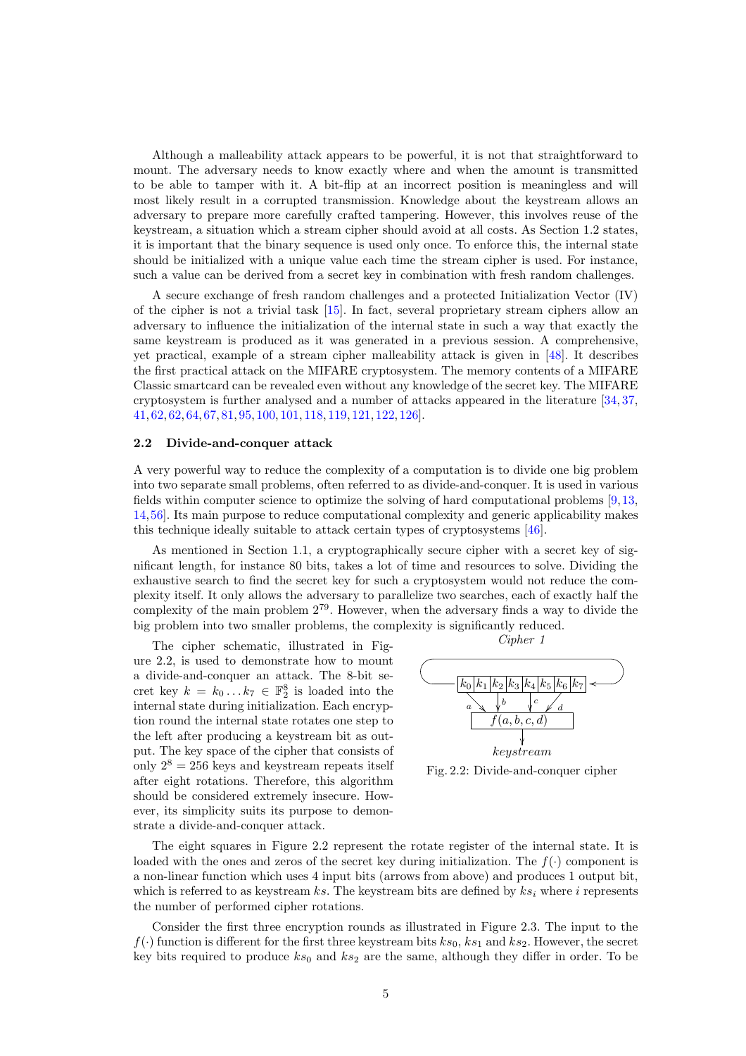Although a malleability attack appears to be powerful, it is not that straightforward to mount. The adversary needs to know exactly where and when the amount is transmitted to be able to tamper with it. A bit-flip at an incorrect position is meaningless and will most likely result in a corrupted transmission. Knowledge about the keystream allows an adversary to prepare more carefully crafted tampering. However, this involves reuse of the keystream, a situation which a stream cipher should avoid at all costs. As Section 1.2 states, it is important that the binary sequence is used only once. To enforce this, the internal state should be initialized with a unique value each time the stream cipher is used. For instance, such a value can be derived from a secret key in combination with fresh random challenges.

A secure exchange of fresh random challenges and a protected Initialization Vector (IV) of the cipher is not a trivial task [15]. In fact, several proprietary stream ciphers allow an adversary to influence the initialization of the internal state in such a way that exactly the same keystream is produced as it was generated in a previous session. A comprehensive, yet practical, example of a stream cipher malleability attack is given in [48]. It describes the first practical attack on the MIFARE cryptosystem. The memory contents of a MIFARE Classic smartcard can be revealed even without any knowledge of the secret key. The MIFARE cryptosystem is further analysed and a number of attacks appeared in the literature [34, 37, 41, 62, 62, 64, 67, 81, 95, 100, 101, 118, 119, 121, 122, 126].

### 2.2 Divide-and-conquer attack

A very powerful way to reduce the complexity of a computation is to divide one big problem into two separate small problems, often referred to as divide-and-conquer. It is used in various fields within computer science to optimize the solving of hard computational problems [9, 13, 14, 56]. Its main purpose to reduce computational complexity and generic applicability makes this technique ideally suitable to attack certain types of cryptosystems [46].

As mentioned in Section 1.1, a cryptographically secure cipher with a secret key of significant length, for instance 80 bits, takes a lot of time and resources to solve. Dividing the exhaustive search to find the secret key for such a cryptosystem would not reduce the complexity itself. It only allows the adversary to parallelize two searches, each of exactly half the complexity of the main problem $2^{79}$. However, when the adversary finds a way to divide the big problem into two smaller problems, the complexity is significantly reduced.

The cipher schematic, illustrated in Figure 2.2, is used to demonstrate how to mount a divide-and-conquer attack. The 8-bit secret key $k = k_0 \dots k_7 \in \mathbb{F}_2^8$ is loaded into the internal state during initialization. Each encryption round the internal state rotates one step to the left after producing a keystream bit as output. The key space of the cipher that consists of only $2^8 = 256$ keys and keystream repeats itself after eight rotations. Therefore, this algorithm should be considered extremely insecure. However, its simplicity suits its purpose to demonstrate a divide-and-conquer attack.

*Cipher 1*

Fig. 2.2: Divide-and-conquer cipher

The eight squares in Figure 2.2 represent the rotate register of the internal state. It is loaded with the ones and zeros of the secret key during initialization. The $f(\cdot)$ component is a non-linear function which uses 4 input bits (arrows from above) and produces 1 output bit, which is referred to as keystream $ks$. The keystream bits are defined by $ks_i$ where $i$ represents the number of performed cipher rotations.

Consider the first three encryption rounds as illustrated in Figure 2.3. The input to the $f(\cdot)$ function is different for the first three keystream bits $ks_0$, $ks_1$ and $ks_2$. However, the secret key bits required to produce $ks_0$ and $ks_2$ are the same, although they differ in order. To be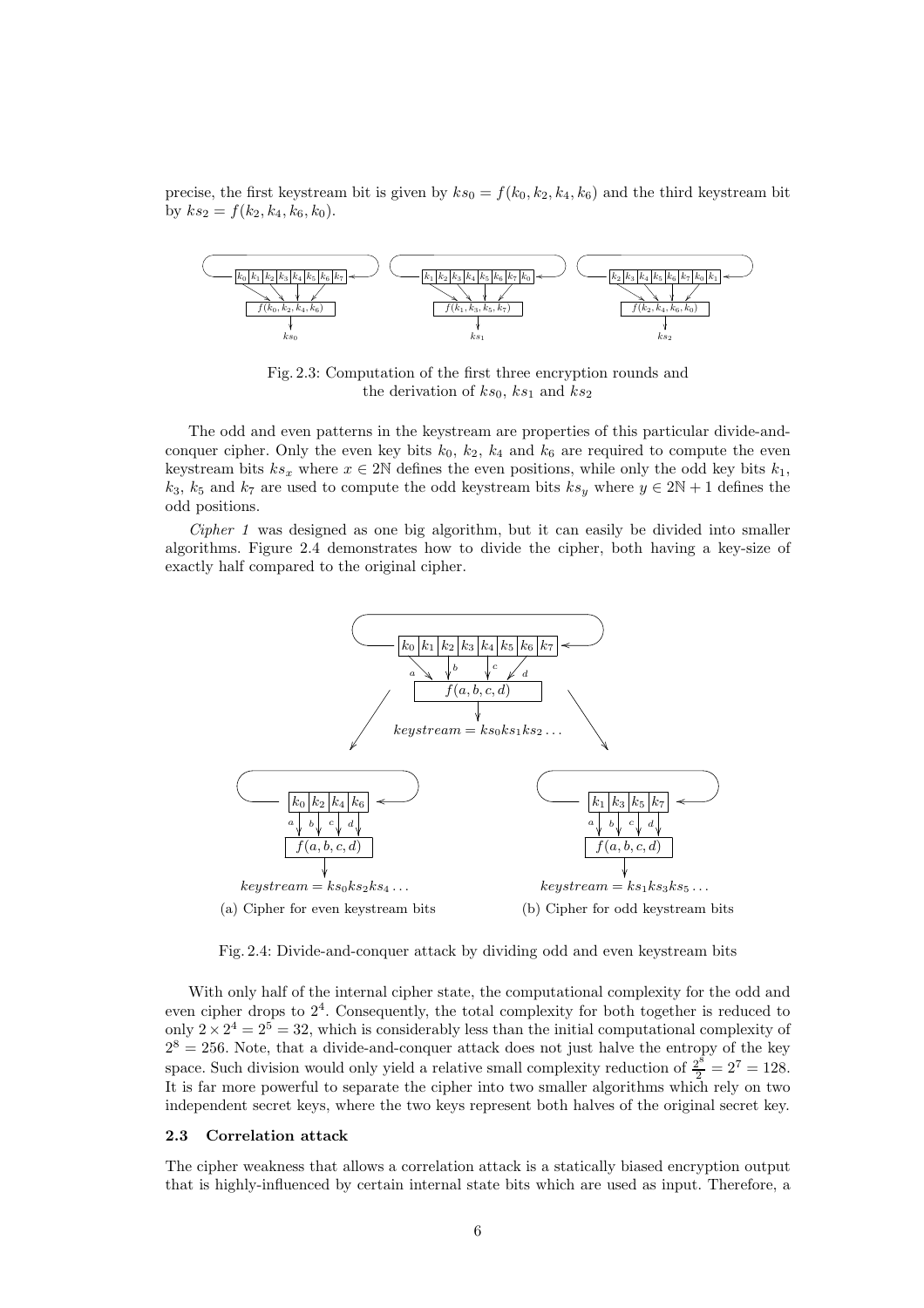precise, the first keystream bit is given by $ks_0 = f(k_0, k_2, k_4, k_6)$ and the third keystream bit by $ks_2 = f(k_2, k_4, k_6, k_0)$.

Fig. 2.3: Computation of the first three encryption rounds and the derivation of $ks_0$, $ks_1$ and $ks_2$

The odd and even patterns in the keystream are properties of this particular divide-and-conquer cipher. Only the even key bits $k_0$, $k_2$, $k_4$ and $k_6$ are required to compute the even keystream bits $ks_x$ where $x \in 2\mathbb{N}$ defines the even positions, while only the odd key bits $k_1$, $k_3$, $k_5$ and $k_7$ are used to compute the odd keystream bits $ks_y$ where $y \in 2\mathbb{N} + 1$ defines the odd positions.

*Cipher 1* was designed as one big algorithm, but it can easily be divided into smaller algorithms. Figure 2.4 demonstrates how to divide the cipher, both having a key-size of exactly half compared to the original cipher.

$keystream = ks_0 ks_1 ks_2 \ldots$

$keystream = ks_0 ks_2 ks_4 \ldots$

(a) Cipher for even keystream bits

$keystream = ks_1 ks_3 ks_5 \ldots$

(b) Cipher for odd keystream bits

Fig. 2.4: Divide-and-conquer attack by dividing odd and even keystream bits

With only half of the internal cipher state, the computational complexity for the odd and even cipher drops to $2^4$. Consequently, the total complexity for both together is reduced to only $2 \times 2^4 = 2^5 = 32$, which is considerably less than the initial computational complexity of $2^8 = 256$. Note, that a divide-and-conquer attack does not just halve the entropy of the key space. Such division would only yield a relative small complexity reduction of $\frac{2^8}{2} = 2^7 = 128$. It is far more powerful to separate the cipher into two smaller algorithms which rely on two independent secret keys, where the two keys represent both halves of the original secret key.

### 2.3 Correlation attack

The cipher weakness that allows a correlation attack is a statically biased encryption output that is highly-influenced by certain internal state bits which are used as input. Therefore, a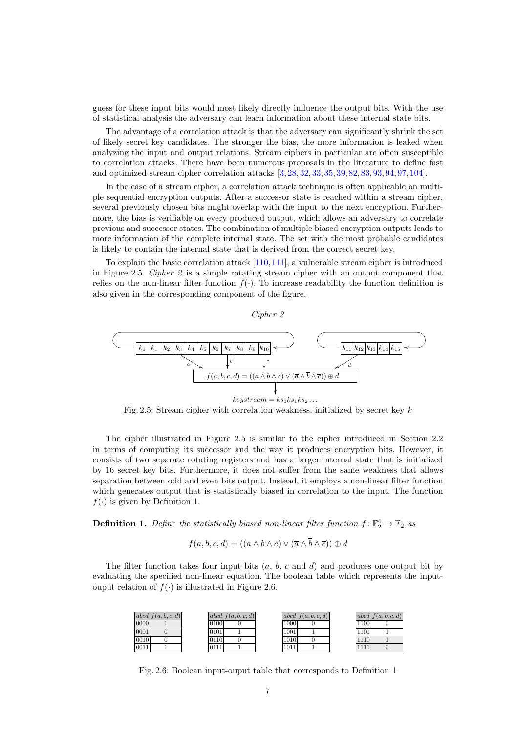guess for these input bits would most likely directly influence the output bits. With the use of statistical analysis the adversary can learn information about these internal state bits.

The advantage of a correlation attack is that the adversary can significantly shrink the set of likely secret key candidates. The stronger the bias, the more information is leaked when analyzing the input and output relations. Stream ciphers in particular are often susceptible to correlation attacks. There have been numerous proposals in the literature to define fast and optimized stream cipher correlation attacks [3,28,32,33,35,39,82,83,93,94,97,104].

In the case of a stream cipher, a correlation attack technique is often applicable on multiple sequential encryption outputs. After a successor state is reached within a stream cipher, several previously chosen bits might overlap with the input to the next encryption. Furthermore, the bias is verifiable on every produced output, which allows an adversary to correlate previous and successor states. The combination of multiple biased encryption outputs leads to more information of the complete internal state. The set with the most probable candidates is likely to contain the internal state that is derived from the correct secret key.

To explain the basic correlation attack [110,111], a vulnerable stream cipher is introduced in Figure 2.5. *Cipher 2* is a simple rotating stream cipher with an output component that relies on the non-linear filter function $f(\cdot)$. To increase readability the function definition is also given in the corresponding component of the figure.

*Cipher 2*

$k_0\, k_1\, k_2\, k_3\, k_4\, k_5\, k_6\, k_7\, k_8\, k_9\, k_{10}$ $\quad$ $k_{11}\, k_{12}\, k_{13}\, k_{14}\, k_{15}$

$a$, $b$, $c$, $d$

$f(a,b,c,d) = ((a \wedge b \wedge c) \vee (\overline{a} \wedge \overline{b} \wedge \overline{c})) \oplus d$

$keystream = ks_0 ks_1 ks_2 \ldots$

Fig. 2.5: Stream cipher with correlation weakness, initialized by secret key $k$

The cipher illustrated in Figure 2.5 is similar to the cipher introduced in Section 2.2 in terms of computing its successor and the way it produces encryption bits. However, it consists of two separate rotating registers and has a larger internal state that is initialized by 16 secret key bits. Furthermore, it does not suffer from the same weakness that allows separation between odd and even bits output. Instead, it employs a non-linear filter function which generates output that is statistically biased in correlation to the input. The function $f(\cdot)$ is given by Definition 1.

**Definition 1.** *Define the statistically biased non-linear filter function* $f\colon \mathbb{F}_2^4 \to \mathbb{F}_2$ *as*

$$f(a,b,c,d) = ((a \wedge b \wedge c) \vee (\overline{a} \wedge \overline{b} \wedge \overline{c})) \oplus d$$

The filter function takes four input bits ($a$, $b$, $c$ and $d$) and produces one output bit by evaluating the specified non-linear equation. The boolean table which represents the input-ouput relation of $f(\cdot)$ is illustrated in Figure 2.6.

| $abcd$ | $f(a,b,c,d)$ |
|---|---|
| 0000 | 1 |
| 0001 | 0 |
| 0010 | 0 |
| 0011 | 1 |

| $abcd$ | $f(a,b,c,d)$ |
|---|---|
| 0100 | 0 |
| 0101 | 1 |
| 0110 | 0 |
| 0111 | 1 |

| $abcd$ | $f(a,b,c,d)$ |
|---|---|
| 1000 | 0 |
| 1001 | 1 |
| 1010 | 0 |
| 1011 | 1 |

| $abcd$ | $f(a,b,c,d)$ |
|---|---|
| 1100 | 0 |
| 1101 | 1 |
| 1110 | 1 |
| 1111 | 0 |

Fig. 2.6: Boolean input-ouput table that corresponds to Definition 1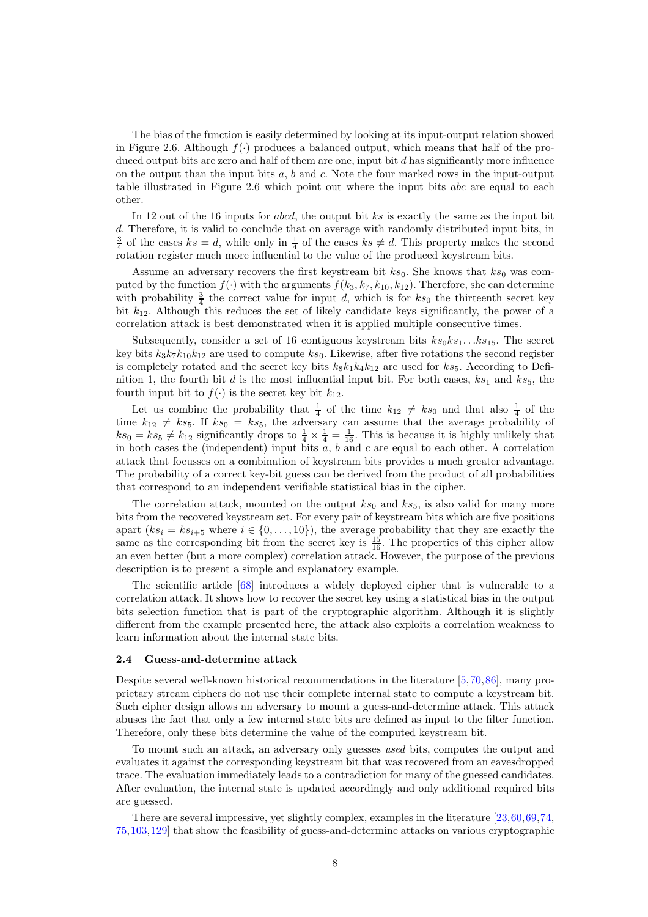The bias of the function is easily determined by looking at its input-output relation showed in Figure 2.6. Although $f(\cdot)$ produces a balanced output, which means that half of the produced output bits are zero and half of them are one, input bit $d$ has significantly more influence on the output than the input bits $a$, $b$ and $c$. Note the four marked rows in the input-output table illustrated in Figure 2.6 which point out where the input bits $abc$ are equal to each other.

In 12 out of the 16 inputs for $abcd$, the output bit $ks$ is exactly the same as the input bit $d$. Therefore, it is valid to conclude that on average with randomly distributed input bits, in $\frac{3}{4}$ of the cases $ks = d$, while only in $\frac{1}{4}$ of the cases $ks \neq d$. This property makes the second rotation register much more influential to the value of the produced keystream bits.

Assume an adversary recovers the first keystream bit $ks_0$. She knows that $ks_0$ was computed by the function $f(\cdot)$ with the arguments $f(k_3, k_7, k_{10}, k_{12})$. Therefore, she can determine with probability $\frac{3}{4}$ the correct value for input $d$, which is for $ks_0$ the thirteenth secret key bit $k_{12}$. Although this reduces the set of likely candidate keys significantly, the power of a correlation attack is best demonstrated when it is applied multiple consecutive times.

Subsequently, consider a set of 16 contiguous keystream bits $ks_0 ks_1 \ldots ks_{15}$. The secret key bits $k_3 k_7 k_{10} k_{12}$ are used to compute $ks_0$. Likewise, after five rotations the second register is completely rotated and the secret key bits $k_8 k_1 k_4 k_{12}$ are used for $ks_5$. According to Definition 1, the fourth bit $d$ is the most influential input bit. For both cases, $ks_1$ and $ks_5$, the fourth input bit to $f(\cdot)$ is the secret key bit $k_{12}$.

Let us combine the probability that $\frac{1}{4}$ of the time $k_{12} \neq ks_0$ and that also $\frac{1}{4}$ of the time $k_{12} \neq ks_5$. If $ks_0 = ks_5$, the adversary can assume that the average probability of $ks_0 = ks_5 \neq k_{12}$ significantly drops to $\frac{1}{4} \times \frac{1}{4} = \frac{1}{16}$. This is because it is highly unlikely that in both cases the (independent) input bits $a$, $b$ and $c$ are equal to each other. A correlation attack that focusses on a combination of keystream bits provides a much greater advantage. The probability of a correct key-bit guess can be derived from the product of all probabilities that correspond to an independent verifiable statistical bias in the cipher.

The correlation attack, mounted on the output $ks_0$ and $ks_5$, is also valid for many more bits from the recovered keystream set. For every pair of keystream bits which are five positions apart ($ks_i = ks_{i+5}$ where $i \in \{0, \ldots, 10\}$), the average probability that they are exactly the same as the corresponding bit from the secret key is $\frac{15}{16}$. The properties of this cipher allow an even better (but a more complex) correlation attack. However, the purpose of the previous description is to present a simple and explanatory example.

The scientific article [68] introduces a widely deployed cipher that is vulnerable to a correlation attack. It shows how to recover the secret key using a statistical bias in the output bits selection function that is part of the cryptographic algorithm. Although it is slightly different from the example presented here, the attack also exploits a correlation weakness to learn information about the internal state bits.

### 2.4 Guess-and-determine attack

Despite several well-known historical recommendations in the literature [5,70,86], many proprietary stream ciphers do not use their complete internal state to compute a keystream bit. Such cipher design allows an adversary to mount a guess-and-determine attack. This attack abuses the fact that only a few internal state bits are defined as input to the filter function. Therefore, only these bits determine the value of the computed keystream bit.

To mount such an attack, an adversary only guesses *used* bits, computes the output and evaluates it against the corresponding keystream bit that was recovered from an eavesdropped trace. The evaluation immediately leads to a contradiction for many of the guessed candidates. After evaluation, the internal state is updated accordingly and only additional required bits are guessed.

There are several impressive, yet slightly complex, examples in the literature [23,60,69,74,75,103,129] that show the feasibility of guess-and-determine attacks on various cryptographic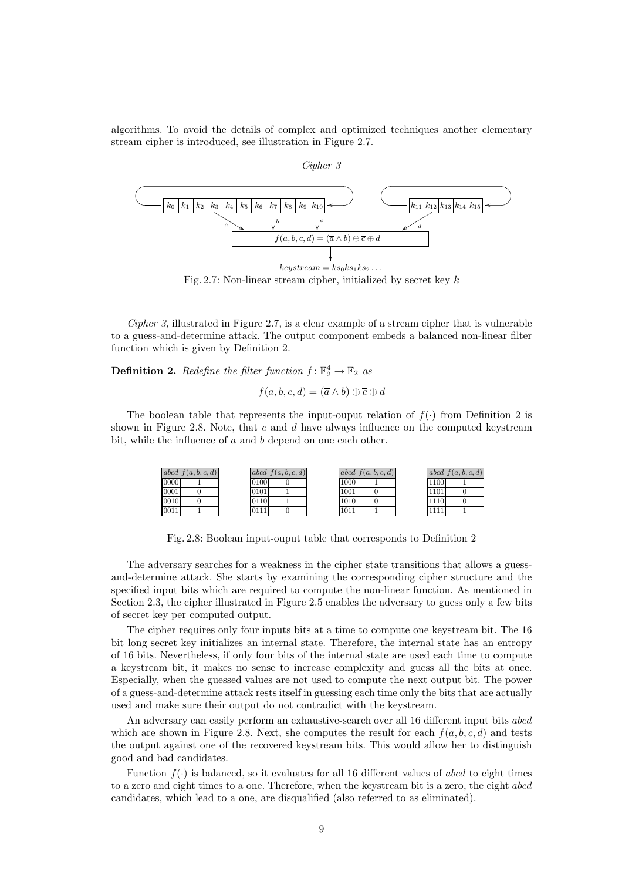algorithms. To avoid the details of complex and optimized techniques another elementary stream cipher is introduced, see illustration in Figure 2.7.

*Cipher 3*

$k_0$ $k_1$ $k_2$ $k_3$ $k_4$ $k_5$ $k_6$ $k_7$ $k_8$ $k_9$ $k_{10}$ $k_{11}$ $k_{12}$ $k_{13}$ $k_{14}$ $k_{15}$

$f(a,b,c,d) = (\overline{a} \wedge b) \oplus \overline{c} \oplus d$

$keystream = ks_0 ks_1 ks_2 \ldots$

Fig. 2.7: Non-linear stream cipher, initialized by secret key $k$

*Cipher 3*, illustrated in Figure 2.7, is a clear example of a stream cipher that is vulnerable to a guess-and-determine attack. The output component embeds a balanced non-linear filter function which is given by Definition 2.

**Definition 2.** *Redefine the filter function* $f \colon \mathbb{F}_2^4 \to \mathbb{F}_2$ *as*

$$f(a,b,c,d) = (\overline{a} \wedge b) \oplus \overline{c} \oplus d$$

The boolean table that represents the input-ouput relation of $f(\cdot)$ from Definition 2 is shown in Figure 2.8. Note, that $c$ and $d$ have always influence on the computed keystream bit, while the influence of $a$ and $b$ depend on one each other.

| abcd | f(a,b,c,d) |
|---|---|
| 0000 | 1 |
| 0001 | 0 |
| 0010 | 0 |
| 0011 | 1 |

| abcd | f(a,b,c,d) |
|---|---|
| 0100 | 0 |
| 0101 | 1 |
| 0110 | 1 |
| 0111 | 0 |

| abcd | f(a,b,c,d) |
|---|---|
| 1000 | 1 |
| 1001 | 0 |
| 1010 | 0 |
| 1011 | 1 |

| abcd | f(a,b,c,d) |
|---|---|
| 1100 | 1 |
| 1101 | 0 |
| 1110 | 0 |
| 1111 | 1 |

Fig. 2.8: Boolean input-ouput table that corresponds to Definition 2

The adversary searches for a weakness in the cipher state transitions that allows a guess-and-determine attack. She starts by examining the corresponding cipher structure and the specified input bits which are required to compute the non-linear function. As mentioned in Section 2.3, the cipher illustrated in Figure 2.5 enables the adversary to guess only a few bits of secret key per computed output.

The cipher requires only four inputs bits at a time to compute one keystream bit. The 16 bit long secret key initializes an internal state. Therefore, the internal state has an entropy of 16 bits. Nevertheless, if only four bits of the internal state are used each time to compute a keystream bit, it makes no sense to increase complexity and guess all the bits at once. Especially, when the guessed values are not used to compute the next output bit. The power of a guess-and-determine attack rests itself in guessing each time only the bits that are actually used and make sure their output do not contradict with the keystream.

An adversary can easily perform an exhaustive-search over all 16 different input bits *abcd* which are shown in Figure 2.8. Next, she computes the result for each $f(a,b,c,d)$ and tests the output against one of the recovered keystream bits. This would allow her to distinguish good and bad candidates.

Function $f(\cdot)$ is balanced, so it evaluates for all 16 different values of *abcd* to eight times to a zero and eight times to a one. Therefore, when the keystream bit is a zero, the eight *abcd* candidates, which lead to a one, are disqualified (also referred to as eliminated).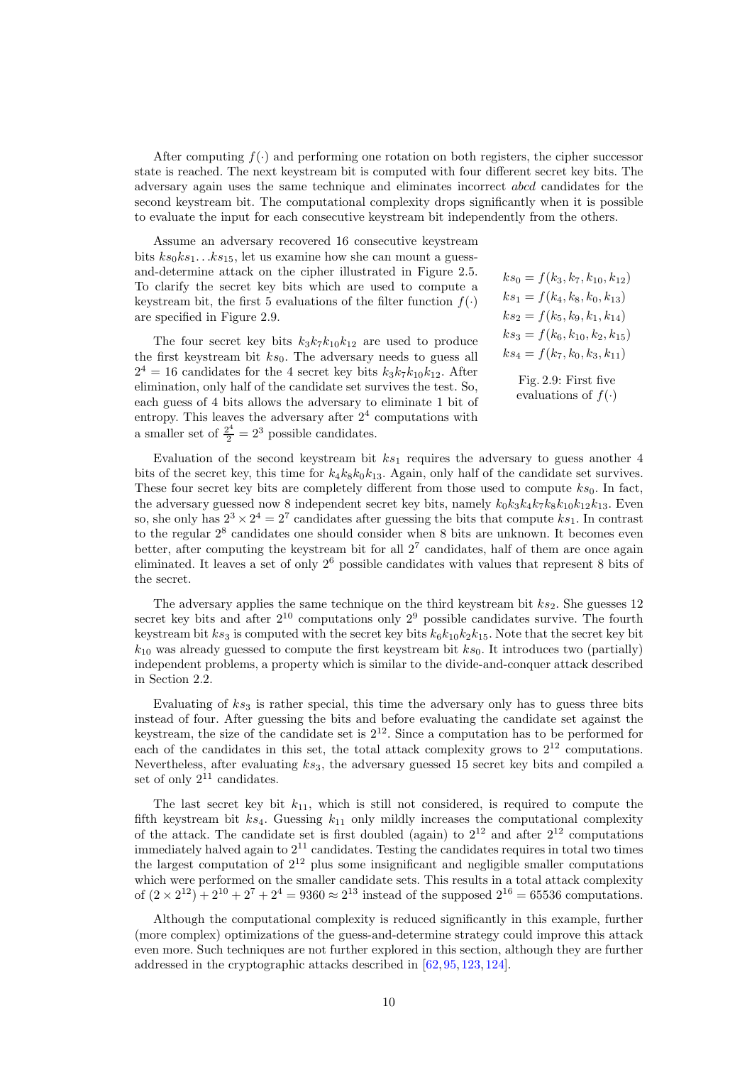After computing $f(\cdot)$ and performing one rotation on both registers, the cipher successor state is reached. The next keystream bit is computed with four different secret key bits. The adversary again uses the same technique and eliminates incorrect *abcd* candidates for the second keystream bit. The computational complexity drops significantly when it is possible to evaluate the input for each consecutive keystream bit independently from the others.

Assume an adversary recovered 16 consecutive keystream bits $ks_0 ks_1 \ldots ks_{15}$, let us examine how she can mount a guess-and-determine attack on the cipher illustrated in Figure 2.5. To clarify the secret key bits which are used to compute a keystream bit, the first 5 evaluations of the filter function $f(\cdot)$ are specified in Figure 2.9.

$$
\begin{aligned}
ks_0 &= f(k_3, k_7, k_{10}, k_{12}) \\
ks_1 &= f(k_4, k_8, k_0, k_{13}) \\
ks_2 &= f(k_5, k_9, k_1, k_{14}) \\
ks_3 &= f(k_6, k_{10}, k_2, k_{15}) \\
ks_4 &= f(k_7, k_0, k_3, k_{11})
\end{aligned}
$$

Fig. 2.9: First five evaluations of $f(\cdot)$

The four secret key bits $k_3 k_7 k_{10} k_{12}$ are used to produce the first keystream bit $ks_0$. The adversary needs to guess all $2^4 = 16$ candidates for the 4 secret key bits $k_3 k_7 k_{10} k_{12}$. After elimination, only half of the candidate set survives the test. So, each guess of 4 bits allows the adversary to eliminate 1 bit of entropy. This leaves the adversary after $2^4$ computations with a smaller set of $\frac{2^4}{2} = 2^3$ possible candidates.

Evaluation of the second keystream bit $ks_1$ requires the adversary to guess another 4 bits of the secret key, this time for $k_4 k_8 k_0 k_{13}$. Again, only half of the candidate set survives. These four secret key bits are completely different from those used to compute $ks_0$. In fact, the adversary guessed now 8 independent secret key bits, namely $k_0 k_3 k_4 k_7 k_8 k_{10} k_{12} k_{13}$. Even so, she only has $2^3 \times 2^4 = 2^7$ candidates after guessing the bits that compute $ks_1$. In contrast to the regular $2^8$ candidates one should consider when 8 bits are unknown. It becomes even better, after computing the keystream bit for all $2^7$ candidates, half of them are once again eliminated. It leaves a set of only $2^6$ possible candidates with values that represent 8 bits of the secret.

The adversary applies the same technique on the third keystream bit $ks_2$. She guesses 12 secret key bits and after $2^{10}$ computations only $2^9$ possible candidates survive. The fourth keystream bit $ks_3$ is computed with the secret key bits $k_6 k_{10} k_2 k_{15}$. Note that the secret key bit $k_{10}$ was already guessed to compute the first keystream bit $ks_0$. It introduces two (partially) independent problems, a property which is similar to the divide-and-conquer attack described in Section 2.2.

Evaluating of $ks_3$ is rather special, this time the adversary only has to guess three bits instead of four. After guessing the bits and before evaluating the candidate set against the keystream, the size of the candidate set is $2^{12}$. Since a computation has to be performed for each of the candidates in this set, the total attack complexity grows to $2^{12}$ computations. Nevertheless, after evaluating $ks_3$, the adversary guessed 15 secret key bits and compiled a set of only $2^{11}$ candidates.

The last secret key bit $k_{11}$, which is still not considered, is required to compute the fifth keystream bit $ks_4$. Guessing $k_{11}$ only mildly increases the computational complexity of the attack. The candidate set is first doubled (again) to $2^{12}$ and after $2^{12}$ computations immediately halved again to $2^{11}$ candidates. Testing the candidates requires in total two times the largest computation of $2^{12}$ plus some insignificant and negligible smaller computations which were performed on the smaller candidate sets. This results in a total attack complexity of $(2 \times 2^{12}) + 2^{10} + 2^7 + 2^4 = 9360 \approx 2^{13}$ instead of the supposed $2^{16} = 65536$ computations.

Although the computational complexity is reduced significantly in this example, further (more complex) optimizations of the guess-and-determine strategy could improve this attack even more. Such techniques are not further explored in this section, although they are further addressed in the cryptographic attacks described in [62, 95, 123, 124].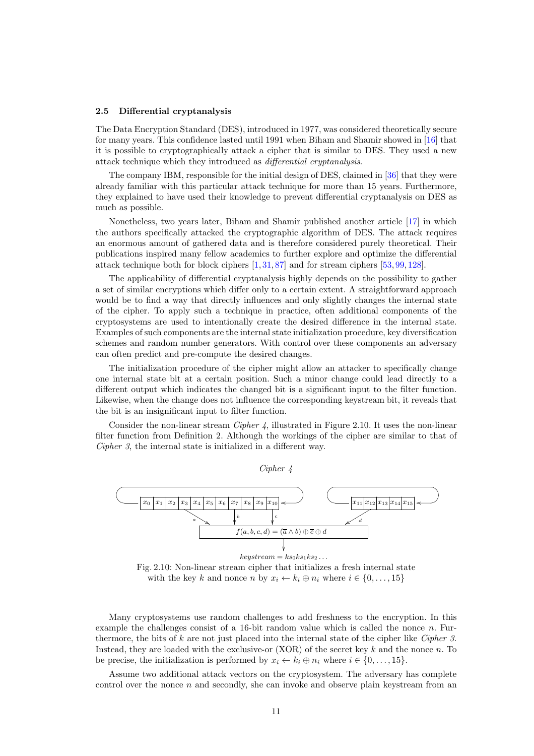### 2.5 Differential cryptanalysis

The Data Encryption Standard (DES), introduced in 1977, was considered theoretically secure for many years. This confidence lasted until 1991 when Biham and Shamir showed in [16] that it is possible to cryptographically attack a cipher that is similar to DES. They used a new attack technique which they introduced as *differential cryptanalysis*.

The company IBM, responsible for the initial design of DES, claimed in [36] that they were already familiar with this particular attack technique for more than 15 years. Furthermore, they explained to have used their knowledge to prevent differential cryptanalysis on DES as much as possible.

Nonetheless, two years later, Biham and Shamir published another article [17] in which the authors specifically attacked the cryptographic algorithm of DES. The attack requires an enormous amount of gathered data and is therefore considered purely theoretical. Their publications inspired many fellow academics to further explore and optimize the differential attack technique both for block ciphers [1,31,87] and for stream ciphers [53,99,128].

The applicability of differential cryptanalysis highly depends on the possibility to gather a set of similar encryptions which differ only to a certain extent. A straightforward approach would be to find a way that directly influences and only slightly changes the internal state of the cipher. To apply such a technique in practice, often additional components of the cryptosystems are used to intentionally create the desired difference in the internal state. Examples of such components are the internal state initialization procedure, key diversification schemes and random number generators. With control over these components an adversary can often predict and pre-compute the desired changes.

The initialization procedure of the cipher might allow an attacker to specifically change one internal state bit at a certain position. Such a minor change could lead directly to a different output which indicates the changed bit is a significant input to the filter function. Likewise, when the change does not influence the corresponding keystream bit, it reveals that the bit is an insignificant input to filter function.

Consider the non-linear stream *Cipher 4*, illustrated in Figure 2.10. It uses the non-linear filter function from Definition 2. Although the workings of the cipher are similar to that of *Cipher 3*, the internal state is initialized in a different way.

*Cipher 4*

$x_0\ x_1\ x_2\ x_3\ x_4\ x_5\ x_6\ x_7\ x_8\ x_9\ x_{10}$ (taps: $a$ from $x_3$, $b$ from $x_7$, $c$ from $x_{10}$) and $x_{11}\ x_{12}\ x_{13}\ x_{14}\ x_{15}$ (tap: $d$ from $x_{12}$)

$f(a,b,c,d) = (\overline{a} \wedge b) \oplus \overline{c} \oplus d$

$keystream = ks_0 ks_1 ks_2 \ldots$

Fig. 2.10: Non-linear stream cipher that initializes a fresh internal state with the key $k$ and nonce $n$ by $x_i \leftarrow k_i \oplus n_i$ where $i \in \{0, \ldots, 15\}$

Many cryptosystems use random challenges to add freshness to the encryption. In this example the challenges consist of a 16-bit random value which is called the nonce $n$. Furthermore, the bits of $k$ are not just placed into the internal state of the cipher like *Cipher 3*. Instead, they are loaded with the exclusive-or (XOR) of the secret key $k$ and the nonce $n$. To be precise, the initialization is performed by $x_i \leftarrow k_i \oplus n_i$ where $i \in \{0, \ldots, 15\}$.

Assume two additional attack vectors on the cryptosystem. The adversary has complete control over the nonce $n$ and secondly, she can invoke and observe plain keystream from an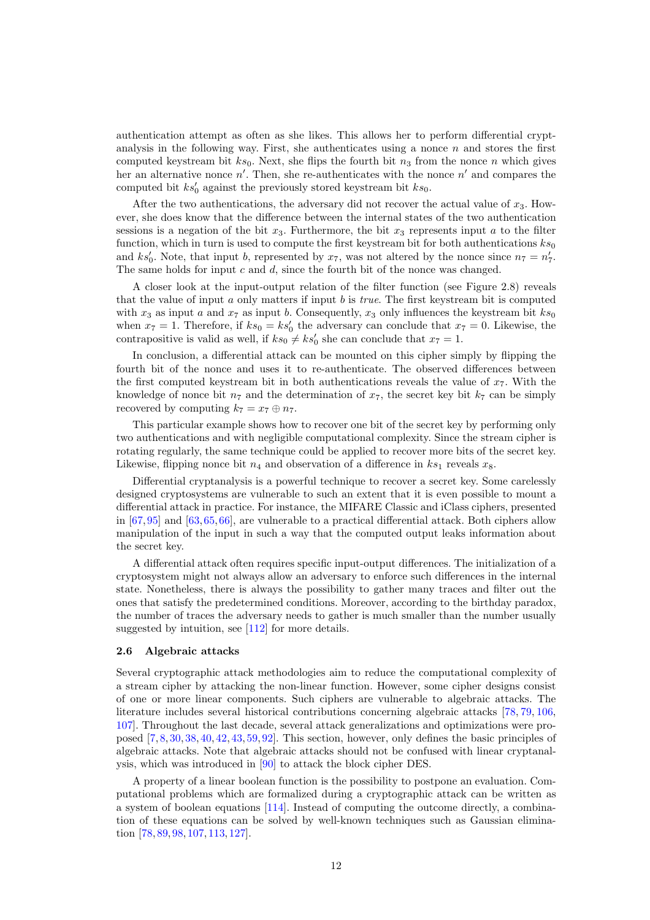authentication attempt as often as she likes. This allows her to perform differential cryptanalysis in the following way. First, she authenticates using a nonce $n$ and stores the first computed keystream bit $ks_0$. Next, she flips the fourth bit $n_3$ from the nonce $n$ which gives her an alternative nonce $n'$. Then, she re-authenticates with the nonce $n'$ and compares the computed bit $ks'_0$ against the previously stored keystream bit $ks_0$.

After the two authentications, the adversary did not recover the actual value of $x_3$. However, she does know that the difference between the internal states of the two authentication sessions is a negation of the bit $x_3$. Furthermore, the bit $x_3$ represents input $a$ to the filter function, which in turn is used to compute the first keystream bit for both authentications $ks_0$ and $ks'_0$. Note, that input $b$, represented by $x_7$, was not altered by the nonce since $n_7 = n'_7$. The same holds for input $c$ and $d$, since the fourth bit of the nonce was changed.

A closer look at the input-output relation of the filter function (see Figure 2.8) reveals that the value of input $a$ only matters if input $b$ is *true*. The first keystream bit is computed with $x_3$ as input $a$ and $x_7$ as input $b$. Consequently, $x_3$ only influences the keystream bit $ks_0$ when $x_7 = 1$. Therefore, if $ks_0 = ks'_0$ the adversary can conclude that $x_7 = 0$. Likewise, the contrapositive is valid as well, if $ks_0 \neq ks'_0$ she can conclude that $x_7 = 1$.

In conclusion, a differential attack can be mounted on this cipher simply by flipping the fourth bit of the nonce and uses it to re-authenticate. The observed differences between the first computed keystream bit in both authentications reveals the value of $x_7$. With the knowledge of nonce bit $n_7$ and the determination of $x_7$, the secret key bit $k_7$ can be simply recovered by computing $k_7 = x_7 \oplus n_7$.

This particular example shows how to recover one bit of the secret key by performing only two authentications and with negligible computational complexity. Since the stream cipher is rotating regularly, the same technique could be applied to recover more bits of the secret key. Likewise, flipping nonce bit $n_4$ and observation of a difference in $ks_1$ reveals $x_8$.

Differential cryptanalysis is a powerful technique to recover a secret key. Some carelessly designed cryptosystems are vulnerable to such an extent that it is even possible to mount a differential attack in practice. For instance, the MIFARE Classic and iClass ciphers, presented in [67,95] and [63,65,66], are vulnerable to a practical differential attack. Both ciphers allow manipulation of the input in such a way that the computed output leaks information about the secret key.

A differential attack often requires specific input-output differences. The initialization of a cryptosystem might not always allow an adversary to enforce such differences in the internal state. Nonetheless, there is always the possibility to gather many traces and filter out the ones that satisfy the predetermined conditions. Moreover, according to the birthday paradox, the number of traces the adversary needs to gather is much smaller than the number usually suggested by intuition, see [112] for more details.

### 2.6 Algebraic attacks

Several cryptographic attack methodologies aim to reduce the computational complexity of a stream cipher by attacking the non-linear function. However, some cipher designs consist of one or more linear components. Such ciphers are vulnerable to algebraic attacks. The literature includes several historical contributions concerning algebraic attacks [78,79,106,107]. Throughout the last decade, several attack generalizations and optimizations were proposed [7,8,30,38,40,42,43,59,92]. This section, however, only defines the basic principles of algebraic attacks. Note that algebraic attacks should not be confused with linear cryptanalysis, which was introduced in [90] to attack the block cipher DES.

A property of a linear boolean function is the possibility to postpone an evaluation. Computational problems which are formalized during a cryptographic attack can be written as a system of boolean equations [114]. Instead of computing the outcome directly, a combination of these equations can be solved by well-known techniques such as Gaussian elimination [78,89,98,107,113,127].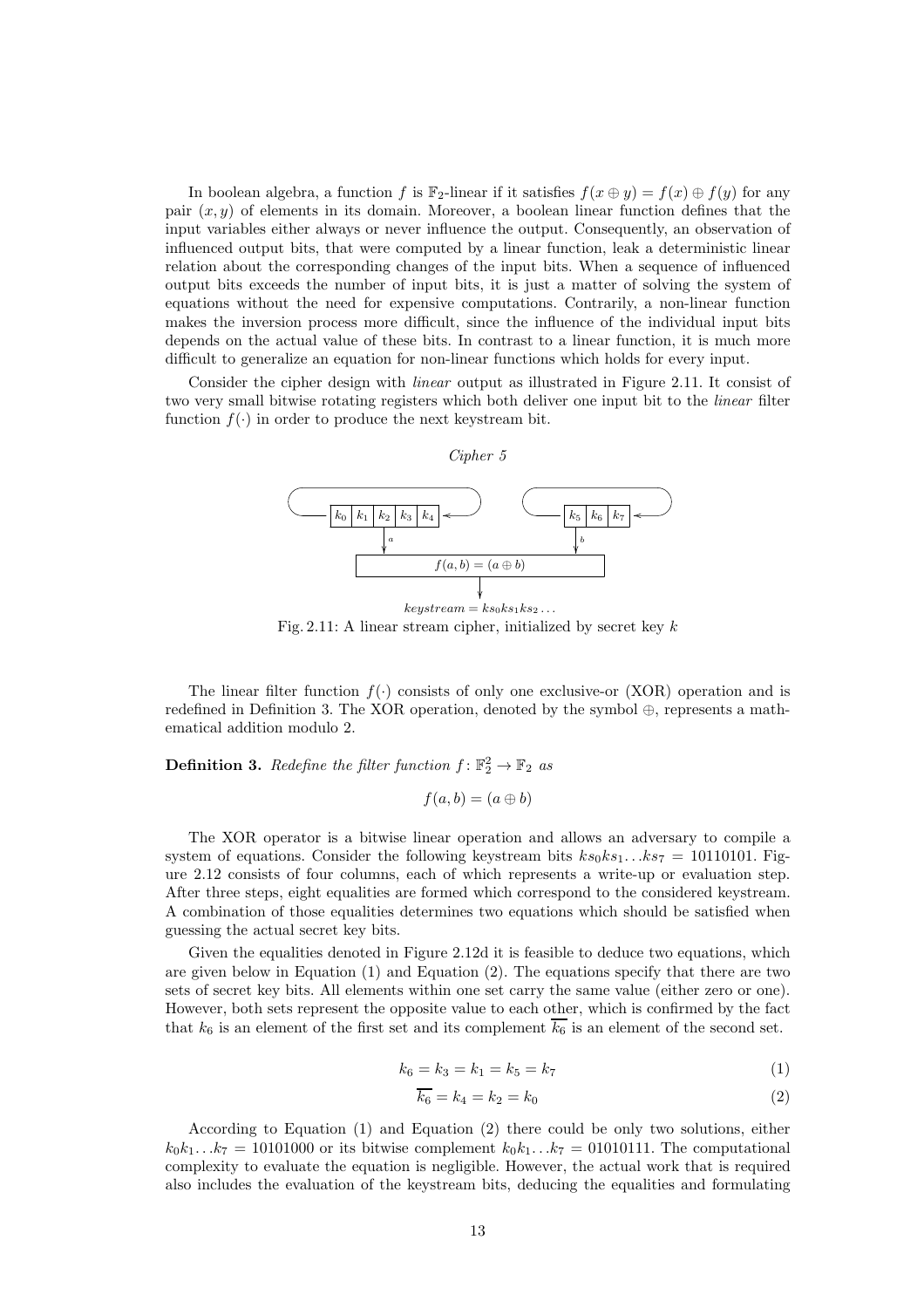In boolean algebra, a function $f$ is $\mathbb{F}_2$-linear if it satisfies $f(x \oplus y) = f(x) \oplus f(y)$ for any pair $(x, y)$ of elements in its domain. Moreover, a boolean linear function defines that the input variables either always or never influence the output. Consequently, an observation of influenced output bits, that were computed by a linear function, leak a deterministic linear relation about the corresponding changes of the input bits. When a sequence of influenced output bits exceeds the number of input bits, it is just a matter of solving the system of equations without the need for expensive computations. Contrarily, a non-linear function makes the inversion process more difficult, since the influence of the individual input bits depends on the actual value of these bits. In contrast to a linear function, it is much more difficult to generalize an equation for non-linear functions which holds for every input.

Consider the cipher design with *linear* output as illustrated in Figure 2.11. It consist of two very small bitwise rotating registers which both deliver one input bit to the *linear* filter function $f(\cdot)$ in order to produce the next keystream bit.

*Cipher 5*

$k_0$ $k_1$ $k_2$ $k_3$ $k_4$ — $a$ ; $k_5$ $k_6$ $k_7$ — $b$

$f(a, b) = (a \oplus b)$

$keystream = ks_0 ks_1 ks_2 \ldots$

Fig. 2.11: A linear stream cipher, initialized by secret key $k$

The linear filter function $f(\cdot)$ consists of only one exclusive-or (XOR) operation and is redefined in Definition 3. The XOR operation, denoted by the symbol $\oplus$, represents a mathematical addition modulo 2.

**Definition 3.** *Redefine the filter function* $f \colon \mathbb{F}_2^2 \to \mathbb{F}_2$ *as*

$$f(a, b) = (a \oplus b)$$

The XOR operator is a bitwise linear operation and allows an adversary to compile a system of equations. Consider the following keystream bits $ks_0 ks_1 \ldots ks_7 = 10110101$. Figure 2.12 consists of four columns, each of which represents a write-up or evaluation step. After three steps, eight equalities are formed which correspond to the considered keystream. A combination of those equalities determines two equations which should be satisfied when guessing the actual secret key bits.

Given the equalities denoted in Figure 2.12d it is feasible to deduce two equations, which are given below in Equation (1) and Equation (2). The equations specify that there are two sets of secret key bits. All elements within one set carry the same value (either zero or one). However, both sets represent the opposite value to each other, which is confirmed by the fact that $k_6$ is an element of the first set and its complement $\overline{k_6}$ is an element of the second set.

$$k_6 = k_3 = k_1 = k_5 = k_7 \tag{1}$$

$$\overline{k_6} = k_4 = k_2 = k_0 \tag{2}$$

According to Equation (1) and Equation (2) there could be only two solutions, either $k_0 k_1 \ldots k_7 = 10101000$ or its bitwise complement $k_0 k_1 \ldots k_7 = 01010111$. The computational complexity to evaluate the equation is negligible. However, the actual work that is required also includes the evaluation of the keystream bits, deducing the equalities and formulating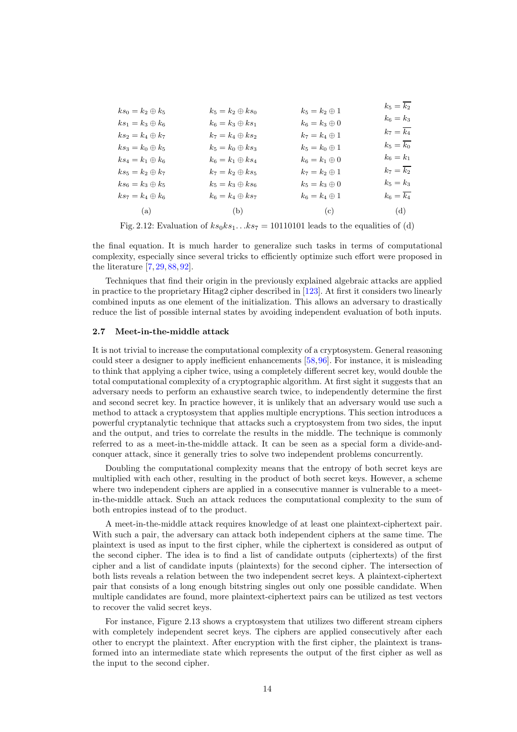| | | | |
|---|---|---|---|
| $ks_0 = k_2 \oplus k_5$ | $k_5 = k_2 \oplus ks_0$ | $k_5 = k_2 \oplus 1$ | $k_5 = \overline{k_2}$ |
| $ks_1 = k_3 \oplus k_6$ | $k_6 = k_3 \oplus ks_1$ | $k_6 = k_3 \oplus 0$ | $k_6 = k_3$ |
| $ks_2 = k_4 \oplus k_7$ | $k_7 = k_4 \oplus ks_2$ | $k_7 = k_4 \oplus 1$ | $k_7 = \overline{k_4}$ |
| $ks_3 = k_0 \oplus k_5$ | $k_5 = k_0 \oplus ks_3$ | $k_5 = k_0 \oplus 1$ | $k_5 = \overline{k_0}$ |
| $ks_4 = k_1 \oplus k_6$ | $k_6 = k_1 \oplus ks_4$ | $k_6 = k_1 \oplus 0$ | $k_6 = k_1$ |
| $ks_5 = k_2 \oplus k_7$ | $k_7 = k_2 \oplus ks_5$ | $k_7 = k_2 \oplus 1$ | $k_7 = \overline{k_2}$ |
| $ks_6 = k_3 \oplus k_5$ | $k_5 = k_3 \oplus ks_6$ | $k_5 = k_3 \oplus 0$ | $k_5 = k_3$ |
| $ks_7 = k_4 \oplus k_6$ | $k_6 = k_4 \oplus ks_7$ | $k_6 = k_4 \oplus 1$ | $k_6 = \overline{k_4}$ |
| (a) | (b) | (c) | (d) |

Fig. 2.12: Evaluation of $ks_0 ks_1 \ldots ks_7 = 10110101$ leads to the equalities of (d)

the final equation. It is much harder to generalize such tasks in terms of computational complexity, especially since several tricks to efficiently optimize such effort were proposed in the literature [7, 29, 88, 92].

Techniques that find their origin in the previously explained algebraic attacks are applied in practice to the proprietary Hitag2 cipher described in [123]. At first it considers two linearly combined inputs as one element of the initialization. This allows an adversary to drastically reduce the list of possible internal states by avoiding independent evaluation of both inputs.

## 2.7 Meet-in-the-middle attack

It is not trivial to increase the computational complexity of a cryptosystem. General reasoning could steer a designer to apply inefficient enhancements [58, 96]. For instance, it is misleading to think that applying a cipher twice, using a completely different secret key, would double the total computational complexity of a cryptographic algorithm. At first sight it suggests that an adversary needs to perform an exhaustive search twice, to independently determine the first and second secret key. In practice however, it is unlikely that an adversary would use such a method to attack a cryptosystem that applies multiple encryptions. This section introduces a powerful cryptanalytic technique that attacks such a cryptosystem from two sides, the input and the output, and tries to correlate the results in the middle. The technique is commonly referred to as a meet-in-the-middle attack. It can be seen as a special form a divide-and-conquer attack, since it generally tries to solve two independent problems concurrently.

Doubling the computational complexity means that the entropy of both secret keys are multiplied with each other, resulting in the product of both secret keys. However, a scheme where two independent ciphers are applied in a consecutive manner is vulnerable to a meet-in-the-middle attack. Such an attack reduces the computational complexity to the sum of both entropies instead of to the product.

A meet-in-the-middle attack requires knowledge of at least one plaintext-ciphertext pair. With such a pair, the adversary can attack both independent ciphers at the same time. The plaintext is used as input to the first cipher, while the ciphertext is considered as output of the second cipher. The idea is to find a list of candidate outputs (ciphertexts) of the first cipher and a list of candidate inputs (plaintexts) for the second cipher. The intersection of both lists reveals a relation between the two independent secret keys. A plaintext-ciphertext pair that consists of a long enough bitstring singles out only one possible candidate. When multiple candidates are found, more plaintext-ciphertext pairs can be utilized as test vectors to recover the valid secret keys.

For instance, Figure 2.13 shows a cryptosystem that utilizes two different stream ciphers with completely independent secret keys. The ciphers are applied consecutively after each other to encrypt the plaintext. After encryption with the first cipher, the plaintext is transformed into an intermediate state which represents the output of the first cipher as well as the input to the second cipher.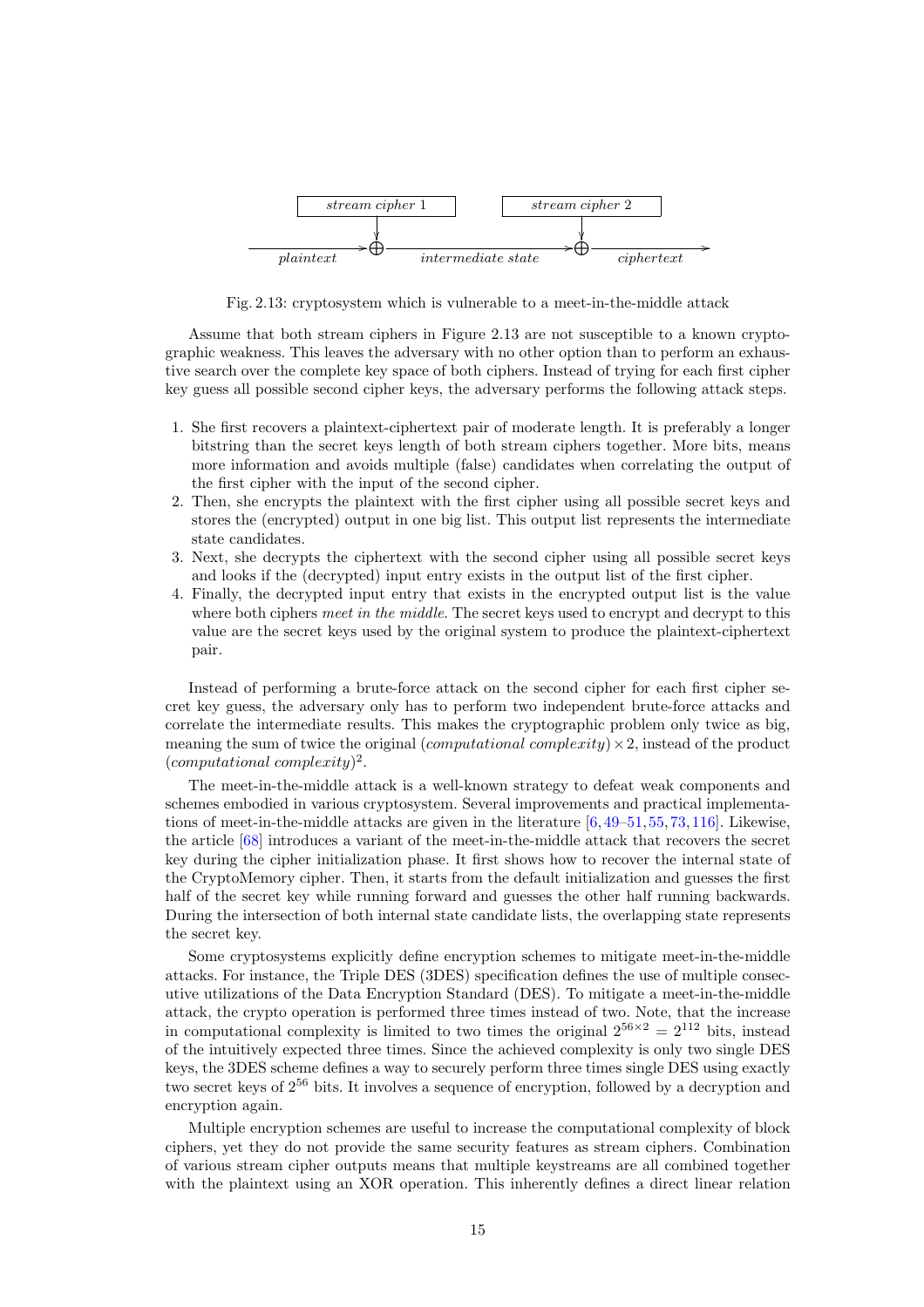Fig. 2.13: cryptosystem which is vulnerable to a meet-in-the-middle attack

Assume that both stream ciphers in Figure 2.13 are not susceptible to a known cryptographic weakness. This leaves the adversary with no other option than to perform an exhaustive search over the complete key space of both ciphers. Instead of trying for each first cipher key guess all possible second cipher keys, the adversary performs the following attack steps.

1. She first recovers a plaintext-ciphertext pair of moderate length. It is preferably a longer bitstring than the secret keys length of both stream ciphers together. More bits, means more information and avoids multiple (false) candidates when correlating the output of the first cipher with the input of the second cipher.
2. Then, she encrypts the plaintext with the first cipher using all possible secret keys and stores the (encrypted) output in one big list. This output list represents the intermediate state candidates.
3. Next, she decrypts the ciphertext with the second cipher using all possible secret keys and looks if the (decrypted) input entry exists in the output list of the first cipher.
4. Finally, the decrypted input entry that exists in the encrypted output list is the value where both ciphers *meet in the middle*. The secret keys used to encrypt and decrypt to this value are the secret keys used by the original system to produce the plaintext-ciphertext pair.

Instead of performing a brute-force attack on the second cipher for each first cipher secret key guess, the adversary only has to perform two independent brute-force attacks and correlate the intermediate results. This makes the cryptographic problem only twice as big, meaning the sum of twice the original (*computational complexity*) $\times 2$, instead of the product (*computational complexity*)$^2$.

The meet-in-the-middle attack is a well-known strategy to defeat weak components and schemes embodied in various cryptosystem. Several improvements and practical implementations of meet-in-the-middle attacks are given in the literature [6, 49–51, 55, 73, 116]. Likewise, the article [68] introduces a variant of the meet-in-the-middle attack that recovers the secret key during the cipher initialization phase. It first shows how to recover the internal state of the CryptoMemory cipher. Then, it starts from the default initialization and guesses the first half of the secret key while running forward and guesses the other half running backwards. During the intersection of both internal state candidate lists, the overlapping state represents the secret key.

Some cryptosystems explicitly define encryption schemes to mitigate meet-in-the-middle attacks. For instance, the Triple DES (3DES) specification defines the use of multiple consecutive utilizations of the Data Encryption Standard (DES). To mitigate a meet-in-the-middle attack, the crypto operation is performed three times instead of two. Note, that the increase in computational complexity is limited to two times the original $2^{56\times2} = 2^{112}$ bits, instead of the intuitively expected three times. Since the achieved complexity is only two single DES keys, the 3DES scheme defines a way to securely perform three times single DES using exactly two secret keys of $2^{56}$ bits. It involves a sequence of encryption, followed by a decryption and encryption again.

Multiple encryption schemes are useful to increase the computational complexity of block ciphers, yet they do not provide the same security features as stream ciphers. Combination of various stream cipher outputs means that multiple keystreams are all combined together with the plaintext using an XOR operation. This inherently defines a direct linear relation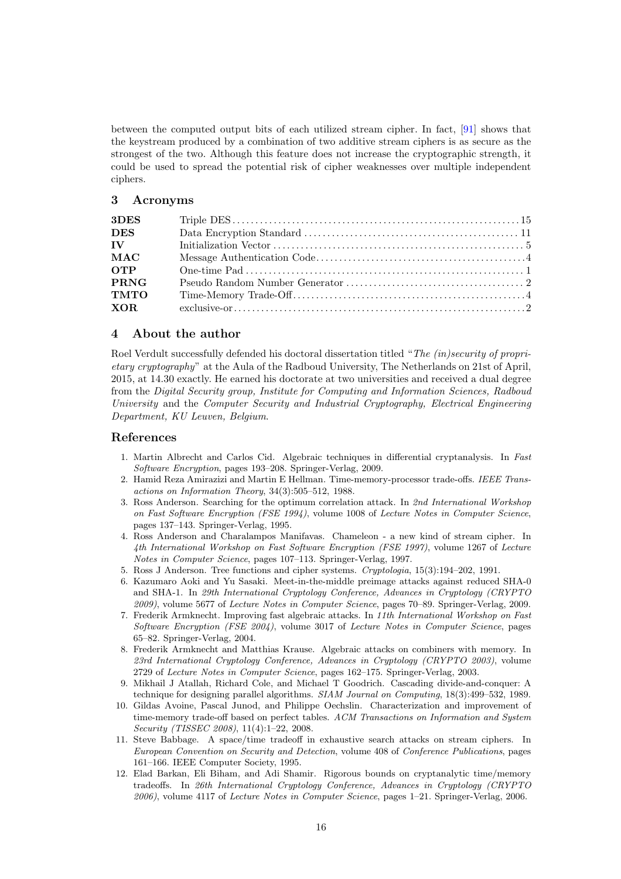between the computed output bits of each utilized stream cipher. In fact, [91] shows that the keystream produced by a combination of two additive stream ciphers is as secure as the strongest of the two. Although this feature does not increase the cryptographic strength, it could be used to spread the potential risk of cipher weaknesses over multiple independent ciphers.

## 3 Acronyms

| | | |
|---|---|---|
| **3DES** | Triple DES | 15 |
| **DES** | Data Encryption Standard | 11 |
| **IV** | Initialization Vector | 5 |
| **MAC** | Message Authentication Code | 4 |
| **OTP** | One-time Pad | 1 |
| **PRNG** | Pseudo Random Number Generator | 2 |
| **TMTO** | Time-Memory Trade-Off | 4 |
| **XOR** | exclusive-or | 2 |

## 4 About the author

Roel Verdult successfully defended his doctoral dissertation titled "*The (in)security of proprietary cryptography*" at the Aula of the Radboud University, The Netherlands on 21st of April, 2015, at 14.30 exactly. He earned his doctorate at two universities and received a dual degree from the *Digital Security group, Institute for Computing and Information Sciences, Radboud University* and the *Computer Security and Industrial Cryptography, Electrical Engineering Department, KU Leuven, Belgium*.

## References

1. Martin Albrecht and Carlos Cid. Algebraic techniques in differential cryptanalysis. In *Fast Software Encryption*, pages 193–208. Springer-Verlag, 2009.
2. Hamid Reza Amirazizi and Martin E Hellman. Time-memory-processor trade-offs. *IEEE Transactions on Information Theory*, 34(3):505–512, 1988.
3. Ross Anderson. Searching for the optimum correlation attack. In *2nd International Workshop on Fast Software Encryption (FSE 1994)*, volume 1008 of *Lecture Notes in Computer Science*, pages 137–143. Springer-Verlag, 1995.
4. Ross Anderson and Charalampos Manifavas. Chameleon - a new kind of stream cipher. In *4th International Workshop on Fast Software Encryption (FSE 1997)*, volume 1267 of *Lecture Notes in Computer Science*, pages 107–113. Springer-Verlag, 1997.
5. Ross J Anderson. Tree functions and cipher systems. *Cryptologia*, 15(3):194–202, 1991.
6. Kazumaro Aoki and Yu Sasaki. Meet-in-the-middle preimage attacks against reduced SHA-0 and SHA-1. In *29th International Cryptology Conference, Advances in Cryptology (CRYPTO 2009)*, volume 5677 of *Lecture Notes in Computer Science*, pages 70–89. Springer-Verlag, 2009.
7. Frederik Armknecht. Improving fast algebraic attacks. In *11th International Workshop on Fast Software Encryption (FSE 2004)*, volume 3017 of *Lecture Notes in Computer Science*, pages 65–82. Springer-Verlag, 2004.
8. Frederik Armknecht and Matthias Krause. Algebraic attacks on combiners with memory. In *23rd International Cryptology Conference, Advances in Cryptology (CRYPTO 2003)*, volume 2729 of *Lecture Notes in Computer Science*, pages 162–175. Springer-Verlag, 2003.
9. Mikhail J Atallah, Richard Cole, and Michael T Goodrich. Cascading divide-and-conquer: A technique for designing parallel algorithms. *SIAM Journal on Computing*, 18(3):499–532, 1989.
10. Gildas Avoine, Pascal Junod, and Philippe Oechslin. Characterization and improvement of time-memory trade-off based on perfect tables. *ACM Transactions on Information and System Security (TISSEC 2008)*, 11(4):1–22, 2008.
11. Steve Babbage. A space/time tradeoff in exhaustive search attacks on stream ciphers. In *European Convention on Security and Detection*, volume 408 of *Conference Publications*, pages 161–166. IEEE Computer Society, 1995.
12. Elad Barkan, Eli Biham, and Adi Shamir. Rigorous bounds on cryptanalytic time/memory tradeoffs. In *26th International Cryptology Conference, Advances in Cryptology (CRYPTO 2006)*, volume 4117 of *Lecture Notes in Computer Science*, pages 1–21. Springer-Verlag, 2006.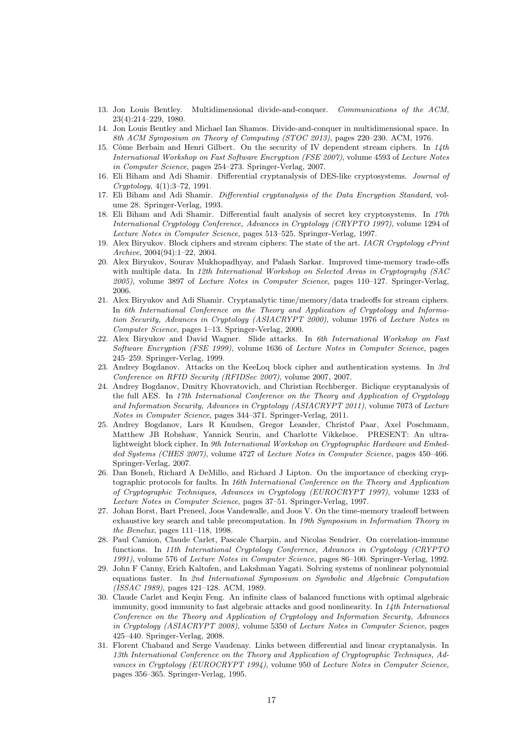13. Jon Louis Bentley. Multidimensional divide-and-conquer. *Communications of the ACM*, 23(4):214–229, 1980.
14. Jon Louis Bentley and Michael Ian Shamos. Divide-and-conquer in multidimensional space. In *8th ACM Symposium on Theory of Computing (STOC 2013)*, pages 220–230. ACM, 1976.
15. Côme Berbain and Henri Gilbert. On the security of IV dependent stream ciphers. In *14th International Workshop on Fast Software Encryption (FSE 2007)*, volume 4593 of *Lecture Notes in Computer Science*, pages 254–273. Springer-Verlag, 2007.
16. Eli Biham and Adi Shamir. Differential cryptanalysis of DES-like cryptosystems. *Journal of Cryptology*, 4(1):3–72, 1991.
17. Eli Biham and Adi Shamir. *Differential cryptanalysis of the Data Encryption Standard*, volume 28. Springer-Verlag, 1993.
18. Eli Biham and Adi Shamir. Differential fault analysis of secret key cryptosystems. In *17th International Cryptology Conference, Advances in Cryptology (CRYPTO 1997)*, volume 1294 of *Lecture Notes in Computer Science*, pages 513–525. Springer-Verlag, 1997.
19. Alex Biryukov. Block ciphers and stream ciphers: The state of the art. *IACR Cryptology ePrint Archive*, 2004(94):1–22, 2004.
20. Alex Biryukov, Sourav Mukhopadhyay, and Palash Sarkar. Improved time-memory trade-offs with multiple data. In *12th International Workshop on Selected Areas in Cryptography (SAC 2005)*, volume 3897 of *Lecture Notes in Computer Science*, pages 110–127. Springer-Verlag, 2006.
21. Alex Biryukov and Adi Shamir. Cryptanalytic time/memory/data tradeoffs for stream ciphers. In *6th International Conference on the Theory and Application of Cryptology and Information Security, Advances in Cryptology (ASIACRYPT 2000)*, volume 1976 of *Lecture Notes in Computer Science*, pages 1–13. Springer-Verlag, 2000.
22. Alex Biryukov and David Wagner. Slide attacks. In *6th International Workshop on Fast Software Encryption (FSE 1999)*, volume 1636 of *Lecture Notes in Computer Science*, pages 245–259. Springer-Verlag, 1999.
23. Andrey Bogdanov. Attacks on the KeeLoq block cipher and authentication systems. In *3rd Conference on RFID Security (RFIDSec 2007)*, volume 2007, 2007.
24. Andrey Bogdanov, Dmitry Khovratovich, and Christian Rechberger. Biclique cryptanalysis of the full AES. In *17th International Conference on the Theory and Application of Cryptology and Information Security, Advances in Cryptology (ASIACRYPT 2011)*, volume 7073 of *Lecture Notes in Computer Science*, pages 344–371. Springer-Verlag, 2011.
25. Andrey Bogdanov, Lars R Knudsen, Gregor Leander, Christof Paar, Axel Poschmann, Matthew JB Robshaw, Yannick Seurin, and Charlotte Vikkelsoe. PRESENT: An ultra-lightweight block cipher. In *9th International Workshop on Cryptographic Hardware and Embedded Systems (CHES 2007)*, volume 4727 of *Lecture Notes in Computer Science*, pages 450–466. Springer-Verlag, 2007.
26. Dan Boneh, Richard A DeMillo, and Richard J Lipton. On the importance of checking cryptographic protocols for faults. In *16th International Conference on the Theory and Application of Cryptographic Techniques, Advances in Cryptology (EUROCRYPT 1997)*, volume 1233 of *Lecture Notes in Computer Science*, pages 37–51. Springer-Verlag, 1997.
27. Johan Borst, Bart Preneel, Joos Vandewalle, and Joos V. On the time-memory tradeoff between exhaustive key search and table precomputation. In *19th Symposium in Information Theory in the Benelux*, pages 111–118, 1998.
28. Paul Camion, Claude Carlet, Pascale Charpin, and Nicolas Sendrier. On correlation-immune functions. In *11th International Cryptology Conference, Advances in Cryptology (CRYPTO 1991)*, volume 576 of *Lecture Notes in Computer Science*, pages 86–100. Springer-Verlag, 1992.
29. John F Canny, Erich Kaltofen, and Lakshman Yagati. Solving systems of nonlinear polynomial equations faster. In *2nd International Symposium on Symbolic and Algebraic Computation (ISSAC 1989)*, pages 121–128. ACM, 1989.
30. Claude Carlet and Keqin Feng. An infinite class of balanced functions with optimal algebraic immunity, good immunity to fast algebraic attacks and good nonlinearity. In *14th International Conference on the Theory and Application of Cryptology and Information Security, Advances in Cryptology (ASIACRYPT 2008)*, volume 5350 of *Lecture Notes in Computer Science*, pages 425–440. Springer-Verlag, 2008.
31. Florent Chabaud and Serge Vaudenay. Links between differential and linear cryptanalysis. In *13th International Conference on the Theory and Application of Cryptographic Techniques, Advances in Cryptology (EUROCRYPT 1994)*, volume 950 of *Lecture Notes in Computer Science*, pages 356–365. Springer-Verlag, 1995.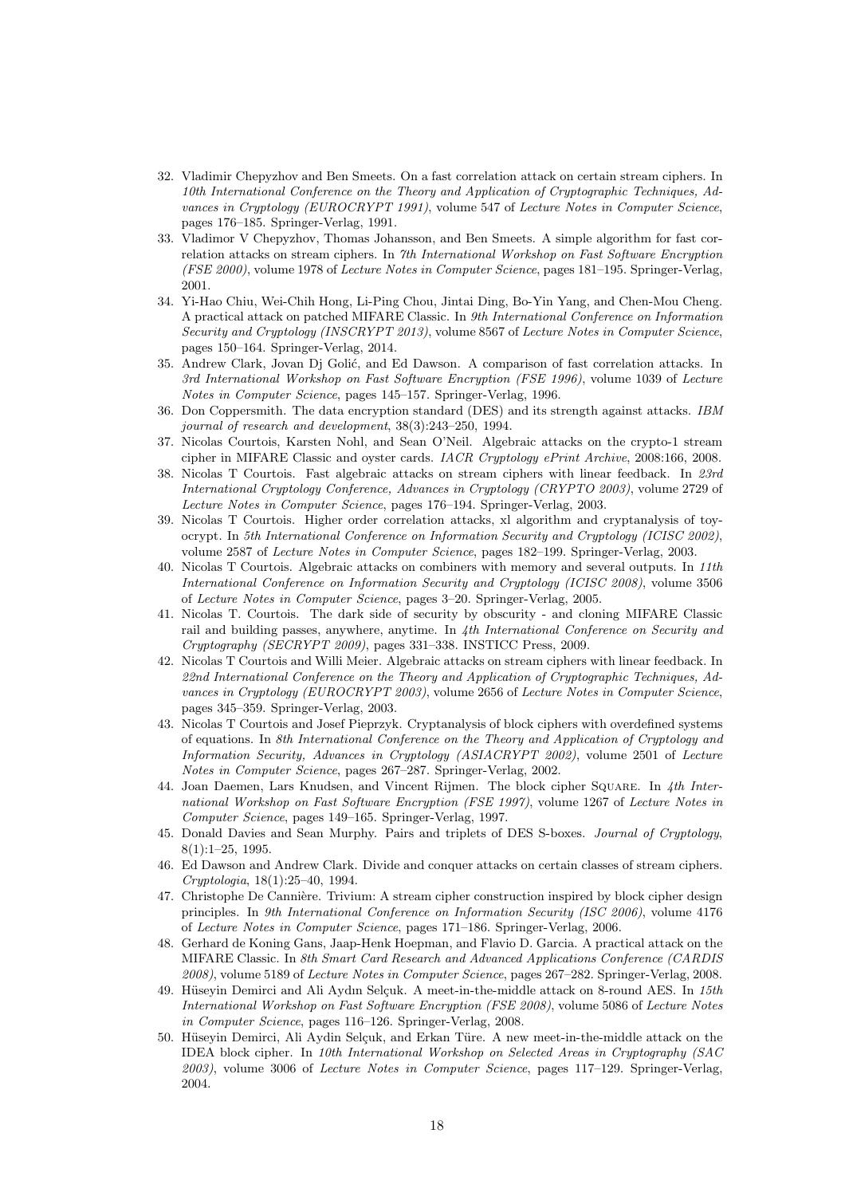32. Vladimir Chepyzhov and Ben Smeets. On a fast correlation attack on certain stream ciphers. In *10th International Conference on the Theory and Application of Cryptographic Techniques, Advances in Cryptology (EUROCRYPT 1991)*, volume 547 of *Lecture Notes in Computer Science*, pages 176–185. Springer-Verlag, 1991.
33. Vladimor V Chepyzhov, Thomas Johansson, and Ben Smeets. A simple algorithm for fast correlation attacks on stream ciphers. In *7th International Workshop on Fast Software Encryption (FSE 2000)*, volume 1978 of *Lecture Notes in Computer Science*, pages 181–195. Springer-Verlag, 2001.
34. Yi-Hao Chiu, Wei-Chih Hong, Li-Ping Chou, Jintai Ding, Bo-Yin Yang, and Chen-Mou Cheng. A practical attack on patched MIFARE Classic. In *9th International Conference on Information Security and Cryptology (INSCRYPT 2013)*, volume 8567 of *Lecture Notes in Computer Science*, pages 150–164. Springer-Verlag, 2014.
35. Andrew Clark, Jovan Dj Golić, and Ed Dawson. A comparison of fast correlation attacks. In *3rd International Workshop on Fast Software Encryption (FSE 1996)*, volume 1039 of *Lecture Notes in Computer Science*, pages 145–157. Springer-Verlag, 1996.
36. Don Coppersmith. The data encryption standard (DES) and its strength against attacks. *IBM journal of research and development*, 38(3):243–250, 1994.
37. Nicolas Courtois, Karsten Nohl, and Sean O'Neil. Algebraic attacks on the crypto-1 stream cipher in MIFARE Classic and oyster cards. *IACR Cryptology ePrint Archive*, 2008:166, 2008.
38. Nicolas T Courtois. Fast algebraic attacks on stream ciphers with linear feedback. In *23rd International Cryptology Conference, Advances in Cryptology (CRYPTO 2003)*, volume 2729 of *Lecture Notes in Computer Science*, pages 176–194. Springer-Verlag, 2003.
39. Nicolas T Courtois. Higher order correlation attacks, xl algorithm and cryptanalysis of toyocrypt. In *5th International Conference on Information Security and Cryptology (ICISC 2002)*, volume 2587 of *Lecture Notes in Computer Science*, pages 182–199. Springer-Verlag, 2003.
40. Nicolas T Courtois. Algebraic attacks on combiners with memory and several outputs. In *11th International Conference on Information Security and Cryptology (ICISC 2008)*, volume 3506 of *Lecture Notes in Computer Science*, pages 3–20. Springer-Verlag, 2005.
41. Nicolas T. Courtois. The dark side of security by obscurity - and cloning MIFARE Classic rail and building passes, anywhere, anytime. In *4th International Conference on Security and Cryptography (SECRYPT 2009)*, pages 331–338. INSTICC Press, 2009.
42. Nicolas T Courtois and Willi Meier. Algebraic attacks on stream ciphers with linear feedback. In *22nd International Conference on the Theory and Application of Cryptographic Techniques, Advances in Cryptology (EUROCRYPT 2003)*, volume 2656 of *Lecture Notes in Computer Science*, pages 345–359. Springer-Verlag, 2003.
43. Nicolas T Courtois and Josef Pieprzyk. Cryptanalysis of block ciphers with overdefined systems of equations. In *8th International Conference on the Theory and Application of Cryptology and Information Security, Advances in Cryptology (ASIACRYPT 2002)*, volume 2501 of *Lecture Notes in Computer Science*, pages 267–287. Springer-Verlag, 2002.
44. Joan Daemen, Lars Knudsen, and Vincent Rijmen. The block cipher Square. In *4th International Workshop on Fast Software Encryption (FSE 1997)*, volume 1267 of *Lecture Notes in Computer Science*, pages 149–165. Springer-Verlag, 1997.
45. Donald Davies and Sean Murphy. Pairs and triplets of DES S-boxes. *Journal of Cryptology*, 8(1):1–25, 1995.
46. Ed Dawson and Andrew Clark. Divide and conquer attacks on certain classes of stream ciphers. *Cryptologia*, 18(1):25–40, 1994.
47. Christophe De Cannière. Trivium: A stream cipher construction inspired by block cipher design principles. In *9th International Conference on Information Security (ISC 2006)*, volume 4176 of *Lecture Notes in Computer Science*, pages 171–186. Springer-Verlag, 2006.
48. Gerhard de Koning Gans, Jaap-Henk Hoepman, and Flavio D. Garcia. A practical attack on the MIFARE Classic. In *8th Smart Card Research and Advanced Applications Conference (CARDIS 2008)*, volume 5189 of *Lecture Notes in Computer Science*, pages 267–282. Springer-Verlag, 2008.
49. Hüseyin Demirci and Ali Aydın Selçuk. A meet-in-the-middle attack on 8-round AES. In *15th International Workshop on Fast Software Encryption (FSE 2008)*, volume 5086 of *Lecture Notes in Computer Science*, pages 116–126. Springer-Verlag, 2008.
50. Hüseyin Demirci, Ali Aydin Selçuk, and Erkan Türe. A new meet-in-the-middle attack on the IDEA block cipher. In *10th International Workshop on Selected Areas in Cryptography (SAC 2003)*, volume 3006 of *Lecture Notes in Computer Science*, pages 117–129. Springer-Verlag, 2004.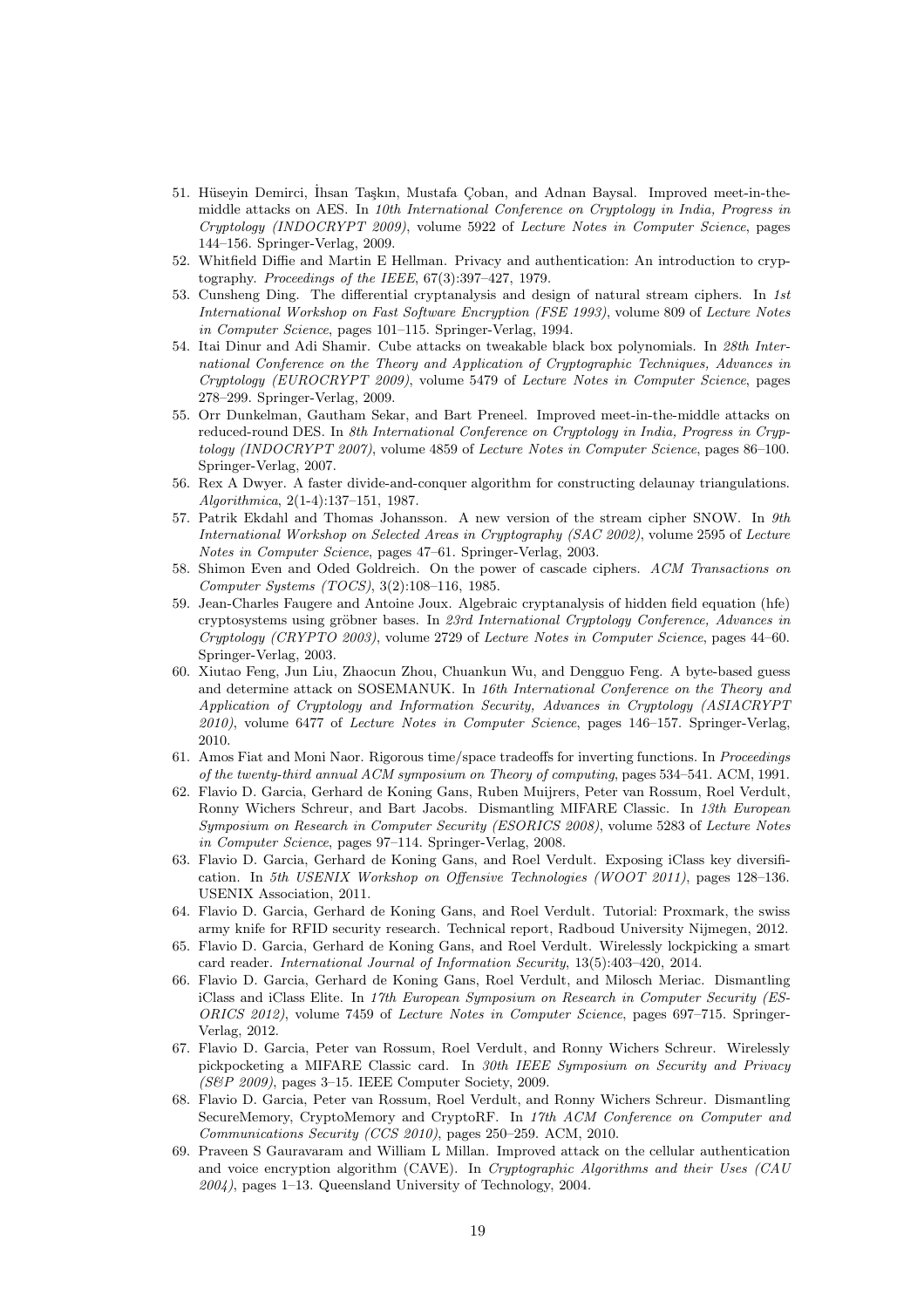51. Hüseyin Demirci, İhsan Taşkın, Mustafa Çoban, and Adnan Baysal. Improved meet-in-the-middle attacks on AES. In *10th International Conference on Cryptology in India, Progress in Cryptology (INDOCRYPT 2009)*, volume 5922 of *Lecture Notes in Computer Science*, pages 144–156. Springer-Verlag, 2009.
52. Whitfield Diffie and Martin E Hellman. Privacy and authentication: An introduction to cryptography. *Proceedings of the IEEE*, 67(3):397–427, 1979.
53. Cunsheng Ding. The differential cryptanalysis and design of natural stream ciphers. In *1st International Workshop on Fast Software Encryption (FSE 1993)*, volume 809 of *Lecture Notes in Computer Science*, pages 101–115. Springer-Verlag, 1994.
54. Itai Dinur and Adi Shamir. Cube attacks on tweakable black box polynomials. In *28th International Conference on the Theory and Application of Cryptographic Techniques, Advances in Cryptology (EUROCRYPT 2009)*, volume 5479 of *Lecture Notes in Computer Science*, pages 278–299. Springer-Verlag, 2009.
55. Orr Dunkelman, Gautham Sekar, and Bart Preneel. Improved meet-in-the-middle attacks on reduced-round DES. In *8th International Conference on Cryptology in India, Progress in Cryptology (INDOCRYPT 2007)*, volume 4859 of *Lecture Notes in Computer Science*, pages 86–100. Springer-Verlag, 2007.
56. Rex A Dwyer. A faster divide-and-conquer algorithm for constructing delaunay triangulations. *Algorithmica*, 2(1-4):137–151, 1987.
57. Patrik Ekdahl and Thomas Johansson. A new version of the stream cipher SNOW. In *9th International Workshop on Selected Areas in Cryptography (SAC 2002)*, volume 2595 of *Lecture Notes in Computer Science*, pages 47–61. Springer-Verlag, 2003.
58. Shimon Even and Oded Goldreich. On the power of cascade ciphers. *ACM Transactions on Computer Systems (TOCS)*, 3(2):108–116, 1985.
59. Jean-Charles Faugere and Antoine Joux. Algebraic cryptanalysis of hidden field equation (hfe) cryptosystems using gröbner bases. In *23rd International Cryptology Conference, Advances in Cryptology (CRYPTO 2003)*, volume 2729 of *Lecture Notes in Computer Science*, pages 44–60. Springer-Verlag, 2003.
60. Xiutao Feng, Jun Liu, Zhaocun Zhou, Chuankun Wu, and Dengguo Feng. A byte-based guess and determine attack on SOSEMANUK. In *16th International Conference on the Theory and Application of Cryptology and Information Security, Advances in Cryptology (ASIACRYPT 2010)*, volume 6477 of *Lecture Notes in Computer Science*, pages 146–157. Springer-Verlag, 2010.
61. Amos Fiat and Moni Naor. Rigorous time/space tradeoffs for inverting functions. In *Proceedings of the twenty-third annual ACM symposium on Theory of computing*, pages 534–541. ACM, 1991.
62. Flavio D. Garcia, Gerhard de Koning Gans, Ruben Muijrers, Peter van Rossum, Roel Verdult, Ronny Wichers Schreur, and Bart Jacobs. Dismantling MIFARE Classic. In *13th European Symposium on Research in Computer Security (ESORICS 2008)*, volume 5283 of *Lecture Notes in Computer Science*, pages 97–114. Springer-Verlag, 2008.
63. Flavio D. Garcia, Gerhard de Koning Gans, and Roel Verdult. Exposing iClass key diversification. In *5th USENIX Workshop on Offensive Technologies (WOOT 2011)*, pages 128–136. USENIX Association, 2011.
64. Flavio D. Garcia, Gerhard de Koning Gans, and Roel Verdult. Tutorial: Proxmark, the swiss army knife for RFID security research. Technical report, Radboud University Nijmegen, 2012.
65. Flavio D. Garcia, Gerhard de Koning Gans, and Roel Verdult. Wirelessly lockpicking a smart card reader. *International Journal of Information Security*, 13(5):403–420, 2014.
66. Flavio D. Garcia, Gerhard de Koning Gans, Roel Verdult, and Milosch Meriac. Dismantling iClass and iClass Elite. In *17th European Symposium on Research in Computer Security (ESORICS 2012)*, volume 7459 of *Lecture Notes in Computer Science*, pages 697–715. Springer-Verlag, 2012.
67. Flavio D. Garcia, Peter van Rossum, Roel Verdult, and Ronny Wichers Schreur. Wirelessly pickpocketing a MIFARE Classic card. In *30th IEEE Symposium on Security and Privacy (S&P 2009)*, pages 3–15. IEEE Computer Society, 2009.
68. Flavio D. Garcia, Peter van Rossum, Roel Verdult, and Ronny Wichers Schreur. Dismantling SecureMemory, CryptoMemory and CryptoRF. In *17th ACM Conference on Computer and Communications Security (CCS 2010)*, pages 250–259. ACM, 2010.
69. Praveen S Gauravaram and William L Millan. Improved attack on the cellular authentication and voice encryption algorithm (CAVE). In *Cryptographic Algorithms and their Uses (CAU 2004)*, pages 1–13. Queensland University of Technology, 2004.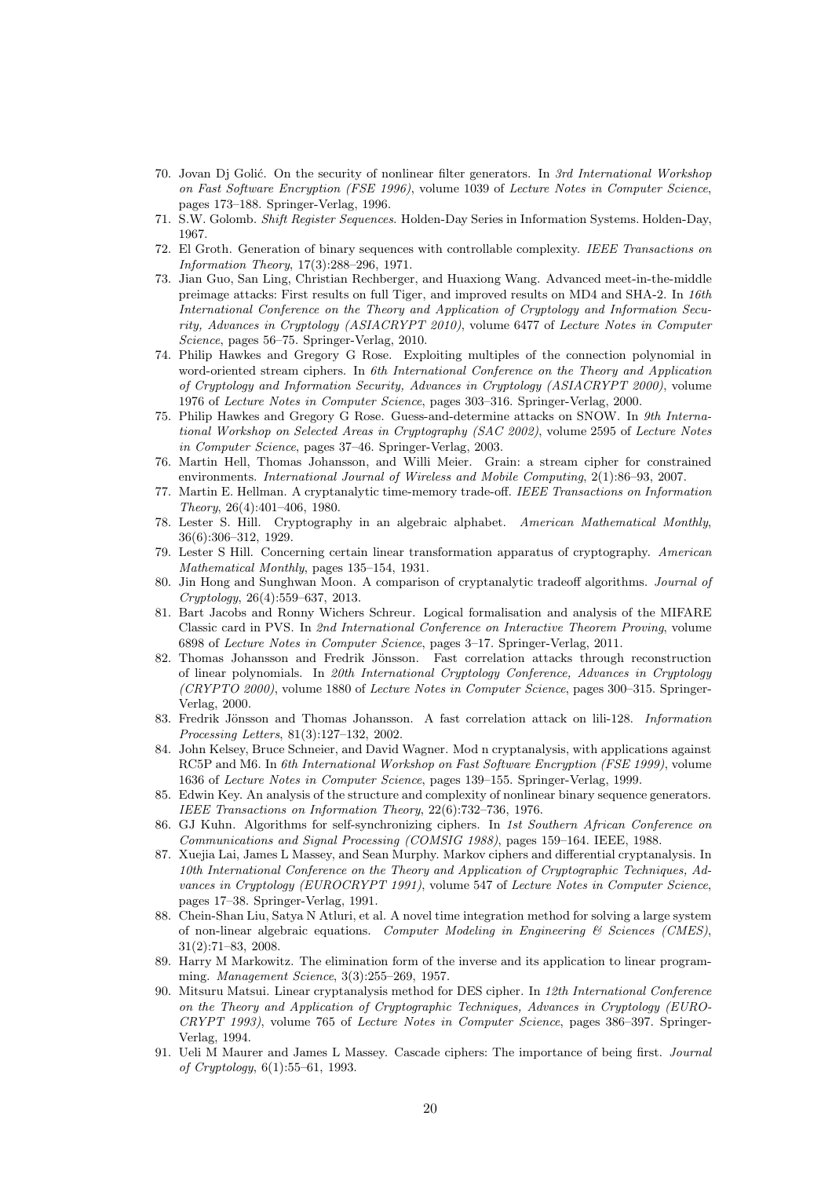70. Jovan Dj Golić. On the security of nonlinear filter generators. In *3rd International Workshop on Fast Software Encryption (FSE 1996)*, volume 1039 of *Lecture Notes in Computer Science*, pages 173–188. Springer-Verlag, 1996.
71. S.W. Golomb. *Shift Register Sequences*. Holden-Day Series in Information Systems. Holden-Day, 1967.
72. El Groth. Generation of binary sequences with controllable complexity. *IEEE Transactions on Information Theory*, 17(3):288–296, 1971.
73. Jian Guo, San Ling, Christian Rechberger, and Huaxiong Wang. Advanced meet-in-the-middle preimage attacks: First results on full Tiger, and improved results on MD4 and SHA-2. In *16th International Conference on the Theory and Application of Cryptology and Information Security, Advances in Cryptology (ASIACRYPT 2010)*, volume 6477 of *Lecture Notes in Computer Science*, pages 56–75. Springer-Verlag, 2010.
74. Philip Hawkes and Gregory G Rose. Exploiting multiples of the connection polynomial in word-oriented stream ciphers. In *6th International Conference on the Theory and Application of Cryptology and Information Security, Advances in Cryptology (ASIACRYPT 2000)*, volume 1976 of *Lecture Notes in Computer Science*, pages 303–316. Springer-Verlag, 2000.
75. Philip Hawkes and Gregory G Rose. Guess-and-determine attacks on SNOW. In *9th International Workshop on Selected Areas in Cryptography (SAC 2002)*, volume 2595 of *Lecture Notes in Computer Science*, pages 37–46. Springer-Verlag, 2003.
76. Martin Hell, Thomas Johansson, and Willi Meier. Grain: a stream cipher for constrained environments. *International Journal of Wireless and Mobile Computing*, 2(1):86–93, 2007.
77. Martin E. Hellman. A cryptanalytic time-memory trade-off. *IEEE Transactions on Information Theory*, 26(4):401–406, 1980.
78. Lester S. Hill. Cryptography in an algebraic alphabet. *American Mathematical Monthly*, 36(6):306–312, 1929.
79. Lester S Hill. Concerning certain linear transformation apparatus of cryptography. *American Mathematical Monthly*, pages 135–154, 1931.
80. Jin Hong and Sunghwan Moon. A comparison of cryptanalytic tradeoff algorithms. *Journal of Cryptology*, 26(4):559–637, 2013.
81. Bart Jacobs and Ronny Wichers Schreur. Logical formalisation and analysis of the MIFARE Classic card in PVS. In *2nd International Conference on Interactive Theorem Proving*, volume 6898 of *Lecture Notes in Computer Science*, pages 3–17. Springer-Verlag, 2011.
82. Thomas Johansson and Fredrik Jönsson. Fast correlation attacks through reconstruction of linear polynomials. In *20th International Cryptology Conference, Advances in Cryptology (CRYPTO 2000)*, volume 1880 of *Lecture Notes in Computer Science*, pages 300–315. Springer-Verlag, 2000.
83. Fredrik Jönsson and Thomas Johansson. A fast correlation attack on lili-128. *Information Processing Letters*, 81(3):127–132, 2002.
84. John Kelsey, Bruce Schneier, and David Wagner. Mod n cryptanalysis, with applications against RC5P and M6. In *6th International Workshop on Fast Software Encryption (FSE 1999)*, volume 1636 of *Lecture Notes in Computer Science*, pages 139–155. Springer-Verlag, 1999.
85. Edwin Key. An analysis of the structure and complexity of nonlinear binary sequence generators. *IEEE Transactions on Information Theory*, 22(6):732–736, 1976.
86. GJ Kuhn. Algorithms for self-synchronizing ciphers. In *1st Southern African Conference on Communications and Signal Processing (COMSIG 1988)*, pages 159–164. IEEE, 1988.
87. Xuejia Lai, James L Massey, and Sean Murphy. Markov ciphers and differential cryptanalysis. In *10th International Conference on the Theory and Application of Cryptographic Techniques, Advances in Cryptology (EUROCRYPT 1991)*, volume 547 of *Lecture Notes in Computer Science*, pages 17–38. Springer-Verlag, 1991.
88. Chein-Shan Liu, Satya N Atluri, et al. A novel time integration method for solving a large system of non-linear algebraic equations. *Computer Modeling in Engineering & Sciences (CMES)*, 31(2):71–83, 2008.
89. Harry M Markowitz. The elimination form of the inverse and its application to linear programming. *Management Science*, 3(3):255–269, 1957.
90. Mitsuru Matsui. Linear cryptanalysis method for DES cipher. In *12th International Conference on the Theory and Application of Cryptographic Techniques, Advances in Cryptology (EUROCRYPT 1993)*, volume 765 of *Lecture Notes in Computer Science*, pages 386–397. Springer-Verlag, 1994.
91. Ueli M Maurer and James L Massey. Cascade ciphers: The importance of being first. *Journal of Cryptology*, 6(1):55–61, 1993.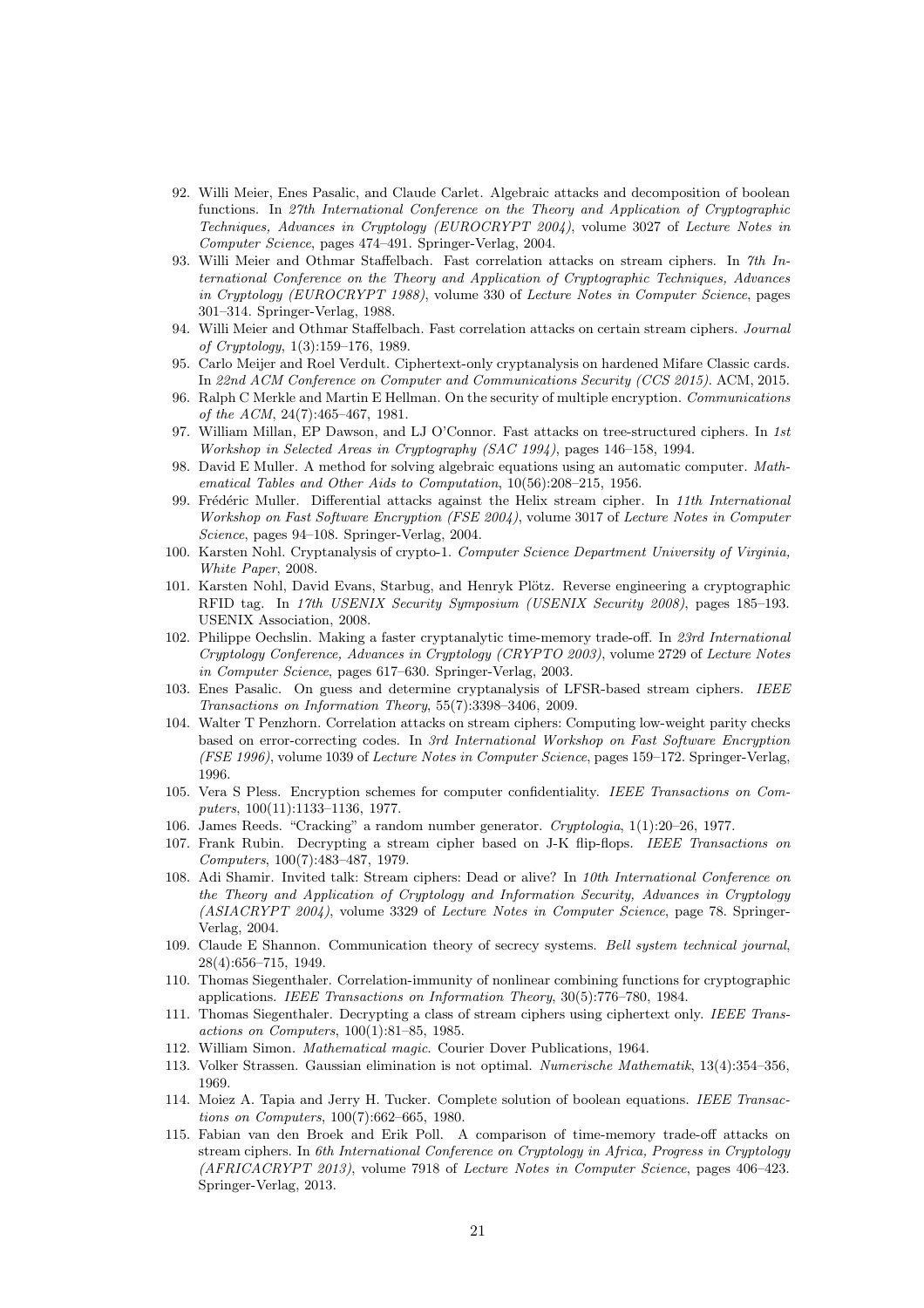92. Willi Meier, Enes Pasalic, and Claude Carlet. Algebraic attacks and decomposition of boolean functions. In *27th International Conference on the Theory and Application of Cryptographic Techniques, Advances in Cryptology (EUROCRYPT 2004)*, volume 3027 of *Lecture Notes in Computer Science*, pages 474–491. Springer-Verlag, 2004.
93. Willi Meier and Othmar Staffelbach. Fast correlation attacks on stream ciphers. In *7th International Conference on the Theory and Application of Cryptographic Techniques, Advances in Cryptology (EUROCRYPT 1988)*, volume 330 of *Lecture Notes in Computer Science*, pages 301–314. Springer-Verlag, 1988.
94. Willi Meier and Othmar Staffelbach. Fast correlation attacks on certain stream ciphers. *Journal of Cryptology*, 1(3):159–176, 1989.
95. Carlo Meijer and Roel Verdult. Ciphertext-only cryptanalysis on hardened Mifare Classic cards. In *22nd ACM Conference on Computer and Communications Security (CCS 2015)*. ACM, 2015.
96. Ralph C Merkle and Martin E Hellman. On the security of multiple encryption. *Communications of the ACM*, 24(7):465–467, 1981.
97. William Millan, EP Dawson, and LJ O'Connor. Fast attacks on tree-structured ciphers. In *1st Workshop in Selected Areas in Cryptography (SAC 1994)*, pages 146–158, 1994.
98. David E Muller. A method for solving algebraic equations using an automatic computer. *Mathematical Tables and Other Aids to Computation*, 10(56):208–215, 1956.
99. Frédéric Muller. Differential attacks against the Helix stream cipher. In *11th International Workshop on Fast Software Encryption (FSE 2004)*, volume 3017 of *Lecture Notes in Computer Science*, pages 94–108. Springer-Verlag, 2004.
100. Karsten Nohl. Cryptanalysis of crypto-1. *Computer Science Department University of Virginia, White Paper*, 2008.
101. Karsten Nohl, David Evans, Starbug, and Henryk Plötz. Reverse engineering a cryptographic RFID tag. In *17th USENIX Security Symposium (USENIX Security 2008)*, pages 185–193. USENIX Association, 2008.
102. Philippe Oechslin. Making a faster cryptanalytic time-memory trade-off. In *23rd International Cryptology Conference, Advances in Cryptology (CRYPTO 2003)*, volume 2729 of *Lecture Notes in Computer Science*, pages 617–630. Springer-Verlag, 2003.
103. Enes Pasalic. On guess and determine cryptanalysis of LFSR-based stream ciphers. *IEEE Transactions on Information Theory*, 55(7):3398–3406, 2009.
104. Walter T Penzhorn. Correlation attacks on stream ciphers: Computing low-weight parity checks based on error-correcting codes. In *3rd International Workshop on Fast Software Encryption (FSE 1996)*, volume 1039 of *Lecture Notes in Computer Science*, pages 159–172. Springer-Verlag, 1996.
105. Vera S Pless. Encryption schemes for computer confidentiality. *IEEE Transactions on Computers*, 100(11):1133–1136, 1977.
106. James Reeds. "Cracking" a random number generator. *Cryptologia*, 1(1):20–26, 1977.
107. Frank Rubin. Decrypting a stream cipher based on J-K flip-flops. *IEEE Transactions on Computers*, 100(7):483–487, 1979.
108. Adi Shamir. Invited talk: Stream ciphers: Dead or alive? In *10th International Conference on the Theory and Application of Cryptology and Information Security, Advances in Cryptology (ASIACRYPT 2004)*, volume 3329 of *Lecture Notes in Computer Science*, page 78. Springer-Verlag, 2004.
109. Claude E Shannon. Communication theory of secrecy systems. *Bell system technical journal*, 28(4):656–715, 1949.
110. Thomas Siegenthaler. Correlation-immunity of nonlinear combining functions for cryptographic applications. *IEEE Transactions on Information Theory*, 30(5):776–780, 1984.
111. Thomas Siegenthaler. Decrypting a class of stream ciphers using ciphertext only. *IEEE Transactions on Computers*, 100(1):81–85, 1985.
112. William Simon. *Mathematical magic*. Courier Dover Publications, 1964.
113. Volker Strassen. Gaussian elimination is not optimal. *Numerische Mathematik*, 13(4):354–356, 1969.
114. Moiez A. Tapia and Jerry H. Tucker. Complete solution of boolean equations. *IEEE Transactions on Computers*, 100(7):662–665, 1980.
115. Fabian van den Broek and Erik Poll. A comparison of time-memory trade-off attacks on stream ciphers. In *6th International Conference on Cryptology in Africa, Progress in Cryptology (AFRICACRYPT 2013)*, volume 7918 of *Lecture Notes in Computer Science*, pages 406–423. Springer-Verlag, 2013.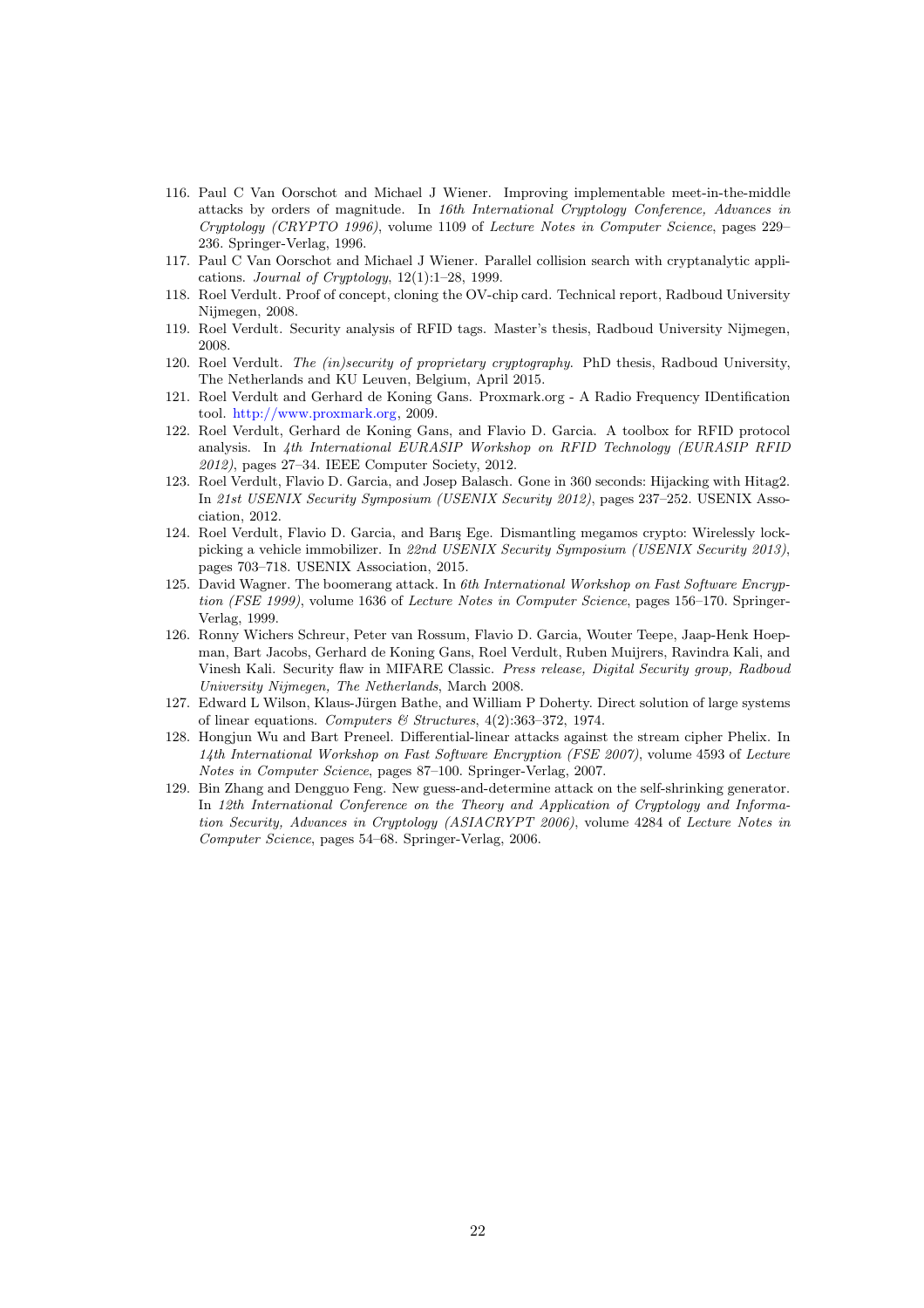116. Paul C Van Oorschot and Michael J Wiener. Improving implementable meet-in-the-middle attacks by orders of magnitude. In *16th International Cryptology Conference, Advances in Cryptology (CRYPTO 1996)*, volume 1109 of *Lecture Notes in Computer Science*, pages 229–236. Springer-Verlag, 1996.
117. Paul C Van Oorschot and Michael J Wiener. Parallel collision search with cryptanalytic applications. *Journal of Cryptology*, 12(1):1–28, 1999.
118. Roel Verdult. Proof of concept, cloning the OV-chip card. Technical report, Radboud University Nijmegen, 2008.
119. Roel Verdult. Security analysis of RFID tags. Master's thesis, Radboud University Nijmegen, 2008.
120. Roel Verdult. *The (in)security of proprietary cryptography*. PhD thesis, Radboud University, The Netherlands and KU Leuven, Belgium, April 2015.
121. Roel Verdult and Gerhard de Koning Gans. Proxmark.org - A Radio Frequency IDentification tool. http://www.proxmark.org, 2009.
122. Roel Verdult, Gerhard de Koning Gans, and Flavio D. Garcia. A toolbox for RFID protocol analysis. In *4th International EURASIP Workshop on RFID Technology (EURASIP RFID 2012)*, pages 27–34. IEEE Computer Society, 2012.
123. Roel Verdult, Flavio D. Garcia, and Josep Balasch. Gone in 360 seconds: Hijacking with Hitag2. In *21st USENIX Security Symposium (USENIX Security 2012)*, pages 237–252. USENIX Association, 2012.
124. Roel Verdult, Flavio D. Garcia, and Barış Ege. Dismantling megamos crypto: Wirelessly lock-picking a vehicle immobilizer. In *22nd USENIX Security Symposium (USENIX Security 2013)*, pages 703–718. USENIX Association, 2015.
125. David Wagner. The boomerang attack. In *6th International Workshop on Fast Software Encryption (FSE 1999)*, volume 1636 of *Lecture Notes in Computer Science*, pages 156–170. Springer-Verlag, 1999.
126. Ronny Wichers Schreur, Peter van Rossum, Flavio D. Garcia, Wouter Teepe, Jaap-Henk Hoepman, Bart Jacobs, Gerhard de Koning Gans, Roel Verdult, Ruben Muijrers, Ravindra Kali, and Vinesh Kali. Security flaw in MIFARE Classic. *Press release, Digital Security group, Radboud University Nijmegen, The Netherlands*, March 2008.
127. Edward L Wilson, Klaus-Jürgen Bathe, and William P Doherty. Direct solution of large systems of linear equations. *Computers & Structures*, 4(2):363–372, 1974.
128. Hongjun Wu and Bart Preneel. Differential-linear attacks against the stream cipher Phelix. In *14th International Workshop on Fast Software Encryption (FSE 2007)*, volume 4593 of *Lecture Notes in Computer Science*, pages 87–100. Springer-Verlag, 2007.
129. Bin Zhang and Dengguo Feng. New guess-and-determine attack on the self-shrinking generator. In *12th International Conference on the Theory and Application of Cryptology and Information Security, Advances in Cryptology (ASIACRYPT 2006)*, volume 4284 of *Lecture Notes in Computer Science*, pages 54–68. Springer-Verlag, 2006.